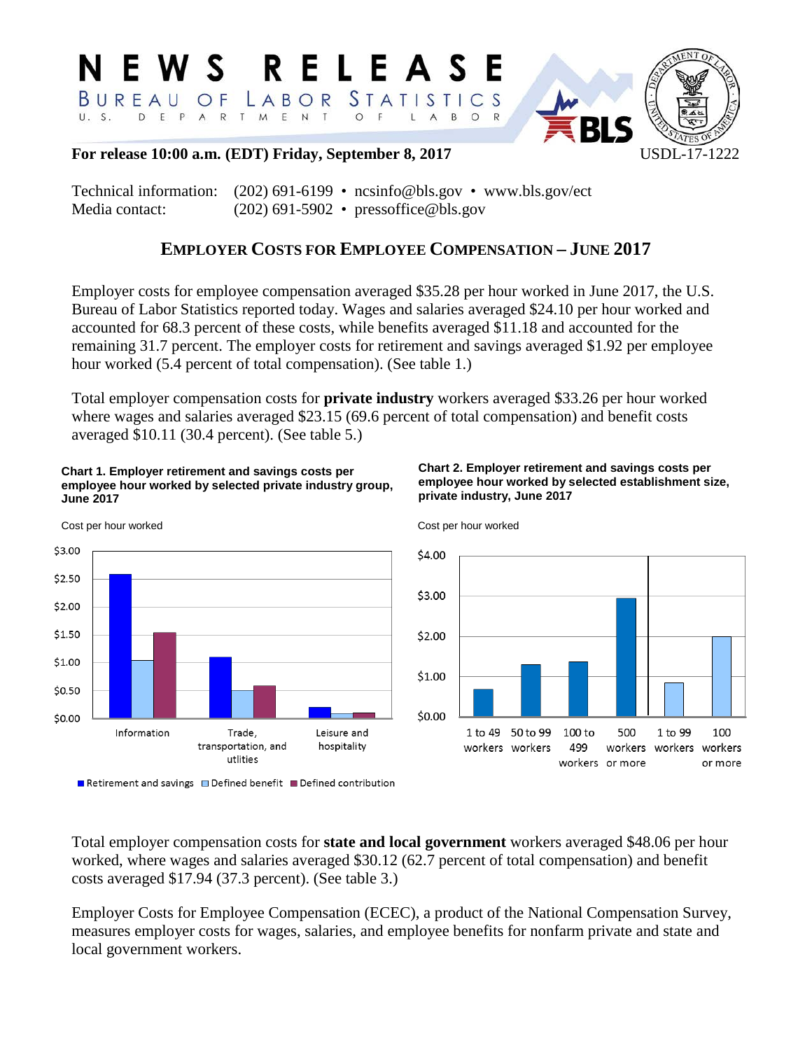# NEWS RELEASE

BUREAU OF LABOR STATISTICS
U.S. DEPARTMENT OF LABOR

**For release 10:00 a.m. (EDT) Friday, September 8, 2017** USDL-17-1222

Technical information: (202) 691-6199 • ncsinfo@bls.gov • www.bls.gov/ect
Media contact: (202) 691-5902 • pressoffice@bls.gov

## EMPLOYER COSTS FOR EMPLOYEE COMPENSATION – JUNE 2017

Employer costs for employee compensation averaged $35.28 per hour worked in June 2017, the U.S. Bureau of Labor Statistics reported today. Wages and salaries averaged $24.10 per hour worked and accounted for 68.3 percent of these costs, while benefits averaged $11.18 and accounted for the remaining 31.7 percent. The employer costs for retirement and savings averaged $1.92 per employee hour worked (5.4 percent of total compensation). (See table 1.)

Total employer compensation costs for **private industry** workers averaged $33.26 per hour worked where wages and salaries averaged $23.15 (69.6 percent of total compensation) and benefit costs averaged $10.11 (30.4 percent). (See table 5.)

**Chart 1. Employer retirement and savings costs per employee hour worked by selected private industry group, June 2017**

Cost per hour worked

Information; Trade, transportation, and utlities; Leisure and hospitality

Retirement and savings; Defined benefit; Defined contribution

**Chart 2. Employer retirement and savings costs per employee hour worked by selected establishment size, private industry, June 2017**

Cost per hour worked

1 to 49 workers; 50 to 99 workers; 100 to 499 workers; 500 workers or more; 1 to 99 workers; 100 workers or more

Total employer compensation costs for **state and local government** workers averaged $48.06 per hour worked, where wages and salaries averaged $30.12 (62.7 percent of total compensation) and benefit costs averaged $17.94 (37.3 percent). (See table 3.)

Employer Costs for Employee Compensation (ECEC), a product of the National Compensation Survey, measures employer costs for wages, salaries, and employee benefits for nonfarm private and state and local government workers.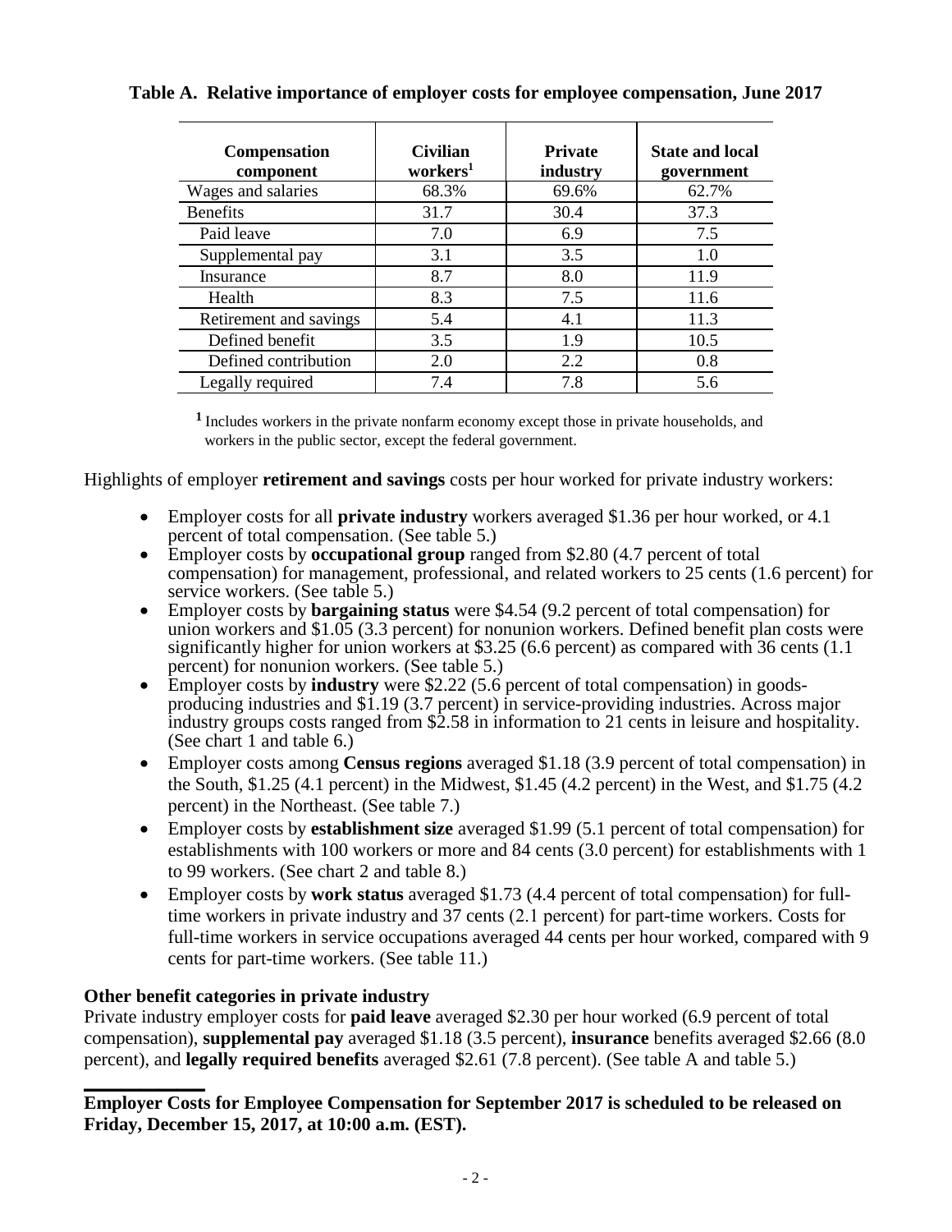**Table A. Relative importance of employer costs for employee compensation, June 2017**

| Compensation component | Civilian workers[1] | Private industry | State and local government |
|---|---|---|---|
| Wages and salaries | 68.3% | 69.6% | 62.7% |
| Benefits | 31.7 | 30.4 | 37.3 |
| Paid leave | 7.0 | 6.9 | 7.5 |
| Supplemental pay | 3.1 | 3.5 | 1.0 |
| Insurance | 8.7 | 8.0 | 11.9 |
| Health | 8.3 | 7.5 | 11.6 |
| Retirement and savings | 5.4 | 4.1 | 11.3 |
| Defined benefit | 3.5 | 1.9 | 10.5 |
| Defined contribution | 2.0 | 2.2 | 0.8 |
| Legally required | 7.4 | 7.8 | 5.6 |

[1] Includes workers in the private nonfarm economy except those in private households, and workers in the public sector, except the federal government.

Highlights of employer **retirement and savings** costs per hour worked for private industry workers:

- Employer costs for all **private industry** workers averaged $1.36 per hour worked, or 4.1 percent of total compensation. (See table 5.)
- Employer costs by **occupational group** ranged from $2.80 (4.7 percent of total compensation) for management, professional, and related workers to 25 cents (1.6 percent) for service workers. (See table 5.)
- Employer costs by **bargaining status** were $4.54 (9.2 percent of total compensation) for union workers and $1.05 (3.3 percent) for nonunion workers. Defined benefit plan costs were significantly higher for union workers at $3.25 (6.6 percent) as compared with 36 cents (1.1 percent) for nonunion workers. (See table 5.)
- Employer costs by **industry** were $2.22 (5.6 percent of total compensation) in goods-producing industries and $1.19 (3.7 percent) in service-providing industries. Across major industry groups costs ranged from $2.58 in information to 21 cents in leisure and hospitality. (See chart 1 and table 6.)
- Employer costs among **Census regions** averaged $1.18 (3.9 percent of total compensation) in the South, $1.25 (4.1 percent) in the Midwest, $1.45 (4.2 percent) in the West, and $1.75 (4.2 percent) in the Northeast. (See table 7.)
- Employer costs by **establishment size** averaged $1.99 (5.1 percent of total compensation) for establishments with 100 workers or more and 84 cents (3.0 percent) for establishments with 1 to 99 workers. (See chart 2 and table 8.)
- Employer costs by **work status** averaged $1.73 (4.4 percent of total compensation) for full-time workers in private industry and 37 cents (2.1 percent) for part-time workers. Costs for full-time workers in service occupations averaged 44 cents per hour worked, compared with 9 cents for part-time workers. (See table 11.)

**Other benefit categories in private industry**

Private industry employer costs for **paid leave** averaged $2.30 per hour worked (6.9 percent of total compensation), **supplemental pay** averaged $1.18 (3.5 percent), **insurance** benefits averaged $2.66 (8.0 percent), and **legally required benefits** averaged $2.61 (7.8 percent). (See table A and table 5.)

---

**Employer Costs for Employee Compensation for September 2017 is scheduled to be released on Friday, December 15, 2017, at 10:00 a.m. (EST).**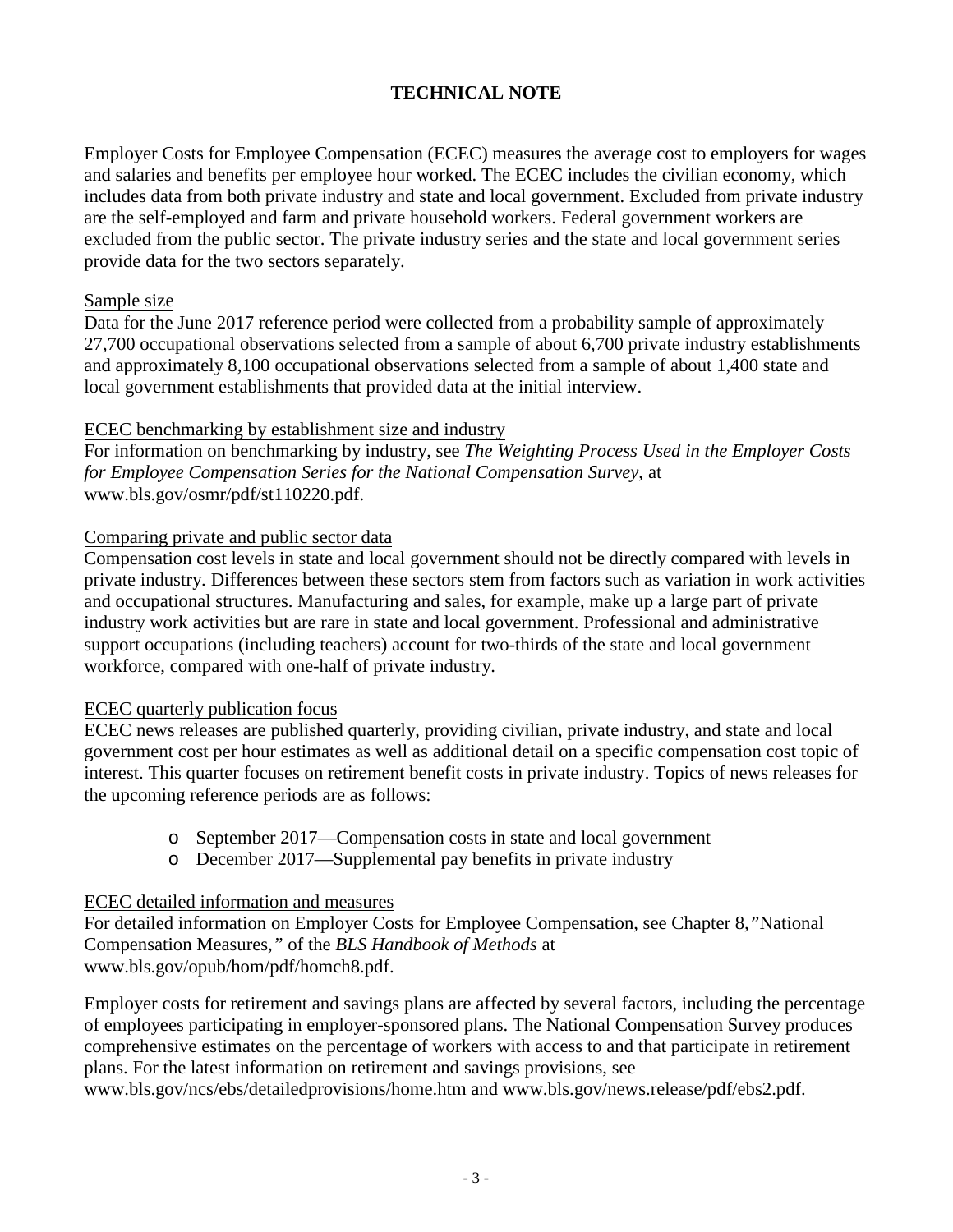# TECHNICAL NOTE

Employer Costs for Employee Compensation (ECEC) measures the average cost to employers for wages and salaries and benefits per employee hour worked. The ECEC includes the civilian economy, which includes data from both private industry and state and local government. Excluded from private industry are the self-employed and farm and private household workers. Federal government workers are excluded from the public sector. The private industry series and the state and local government series provide data for the two sectors separately.

## Sample size

Data for the June 2017 reference period were collected from a probability sample of approximately 27,700 occupational observations selected from a sample of about 6,700 private industry establishments and approximately 8,100 occupational observations selected from a sample of about 1,400 state and local government establishments that provided data at the initial interview.

## ECEC benchmarking by establishment size and industry

For information on benchmarking by industry, see *The Weighting Process Used in the Employer Costs for Employee Compensation Series for the National Compensation Survey*, at www.bls.gov/osmr/pdf/st110220.pdf.

## Comparing private and public sector data

Compensation cost levels in state and local government should not be directly compared with levels in private industry. Differences between these sectors stem from factors such as variation in work activities and occupational structures. Manufacturing and sales, for example, make up a large part of private industry work activities but are rare in state and local government. Professional and administrative support occupations (including teachers) account for two-thirds of the state and local government workforce, compared with one-half of private industry.

## ECEC quarterly publication focus

ECEC news releases are published quarterly, providing civilian, private industry, and state and local government cost per hour estimates as well as additional detail on a specific compensation cost topic of interest. This quarter focuses on retirement benefit costs in private industry. Topics of news releases for the upcoming reference periods are as follows:

- September 2017—Compensation costs in state and local government
- December 2017—Supplemental pay benefits in private industry

## ECEC detailed information and measures

For detailed information on Employer Costs for Employee Compensation, see Chapter 8,"National Compensation Measures," of the *BLS Handbook of Methods* at www.bls.gov/opub/hom/pdf/homch8.pdf.

Employer costs for retirement and savings plans are affected by several factors, including the percentage of employees participating in employer-sponsored plans. The National Compensation Survey produces comprehensive estimates on the percentage of workers with access to and that participate in retirement plans. For the latest information on retirement and savings provisions, see www.bls.gov/ncs/ebs/detailedprovisions/home.htm and www.bls.gov/news.release/pdf/ebs2.pdf.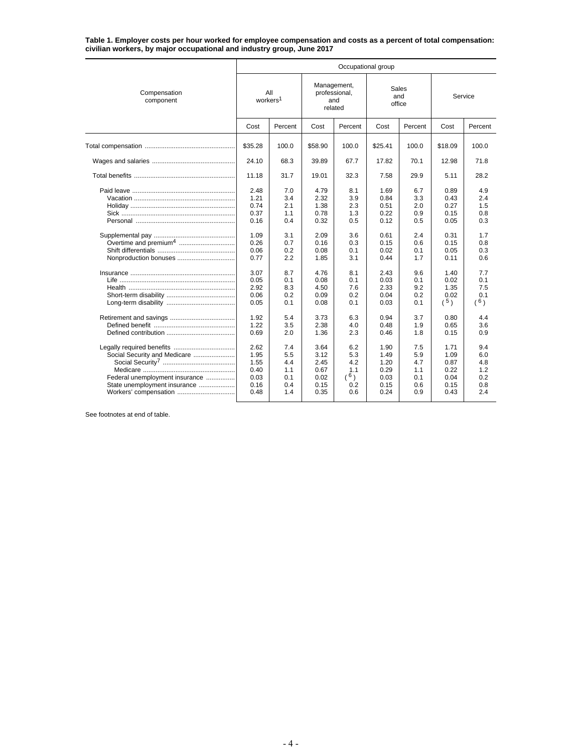**Table 1. Employer costs per hour worked for employee compensation and costs as a percent of total compensation: civilian workers, by major occupational and industry group, June 2017**

| Compensation component | Occupational group | | | | | | | |
|---|---|---|---|---|---|---|---|---|
| | All workers[1] | | Management, professional, and related | | Sales and office | | Service | |
| | Cost | Percent | Cost | Percent | Cost | Percent | Cost | Percent |
| Total compensation | $35.28 | 100.0 | $58.90 | 100.0 | $25.41 | 100.0 | $18.09 | 100.0 |
| Wages and salaries | 24.10 | 68.3 | 39.89 | 67.7 | 17.82 | 70.1 | 12.98 | 71.8 |
| Total benefits | 11.18 | 31.7 | 19.01 | 32.3 | 7.58 | 29.9 | 5.11 | 28.2 |
| Paid leave | 2.48 | 7.0 | 4.79 | 8.1 | 1.69 | 6.7 | 0.89 | 4.9 |
| Vacation | 1.21 | 3.4 | 2.32 | 3.9 | 0.84 | 3.3 | 0.43 | 2.4 |
| Holiday | 0.74 | 2.1 | 1.38 | 2.3 | 0.51 | 2.0 | 0.27 | 1.5 |
| Sick | 0.37 | 1.1 | 0.78 | 1.3 | 0.22 | 0.9 | 0.15 | 0.8 |
| Personal | 0.16 | 0.4 | 0.32 | 0.5 | 0.12 | 0.5 | 0.05 | 0.3 |
| Supplemental pay | 1.09 | 3.1 | 2.09 | 3.6 | 0.61 | 2.4 | 0.31 | 1.7 |
| Overtime and premium[4] | 0.26 | 0.7 | 0.16 | 0.3 | 0.15 | 0.6 | 0.15 | 0.8 |
| Shift differentials | 0.06 | 0.2 | 0.08 | 0.1 | 0.02 | 0.1 | 0.05 | 0.3 |
| Nonproduction bonuses | 0.77 | 2.2 | 1.85 | 3.1 | 0.44 | 1.7 | 0.11 | 0.6 |
| Insurance | 3.07 | 8.7 | 4.76 | 8.1 | 2.43 | 9.6 | 1.40 | 7.7 |
| Life | 0.05 | 0.1 | 0.08 | 0.1 | 0.03 | 0.1 | 0.02 | 0.1 |
| Health | 2.92 | 8.3 | 4.50 | 7.6 | 2.33 | 9.2 | 1.35 | 7.5 |
| Short-term disability | 0.06 | 0.2 | 0.09 | 0.2 | 0.04 | 0.2 | 0.02 | 0.1 |
| Long-term disability | 0.05 | 0.1 | 0.08 | 0.1 | 0.03 | 0.1 | ( [5] ) | ( [6] ) |
| Retirement and savings | 1.92 | 5.4 | 3.73 | 6.3 | 0.94 | 3.7 | 0.80 | 4.4 |
| Defined benefit | 1.22 | 3.5 | 2.38 | 4.0 | 0.48 | 1.9 | 0.65 | 3.6 |
| Defined contribution | 0.69 | 2.0 | 1.36 | 2.3 | 0.46 | 1.8 | 0.15 | 0.9 |
| Legally required benefits | 2.62 | 7.4 | 3.64 | 6.2 | 1.90 | 7.5 | 1.71 | 9.4 |
| Social Security and Medicare | 1.95 | 5.5 | 3.12 | 5.3 | 1.49 | 5.9 | 1.09 | 6.0 |
| Social Security[7] | 1.55 | 4.4 | 2.45 | 4.2 | 1.20 | 4.7 | 0.87 | 4.8 |
| Medicare | 0.40 | 1.1 | 0.67 | 1.1 | 0.29 | 1.1 | 0.22 | 1.2 |
| Federal unemployment insurance | 0.03 | 0.1 | 0.02 | ( [6] ) | 0.03 | 0.1 | 0.04 | 0.2 |
| State unemployment insurance | 0.16 | 0.4 | 0.15 | 0.2 | 0.15 | 0.6 | 0.15 | 0.8 |
| Workers' compensation | 0.48 | 1.4 | 0.35 | 0.6 | 0.24 | 0.9 | 0.43 | 2.4 |

See footnotes at end of table.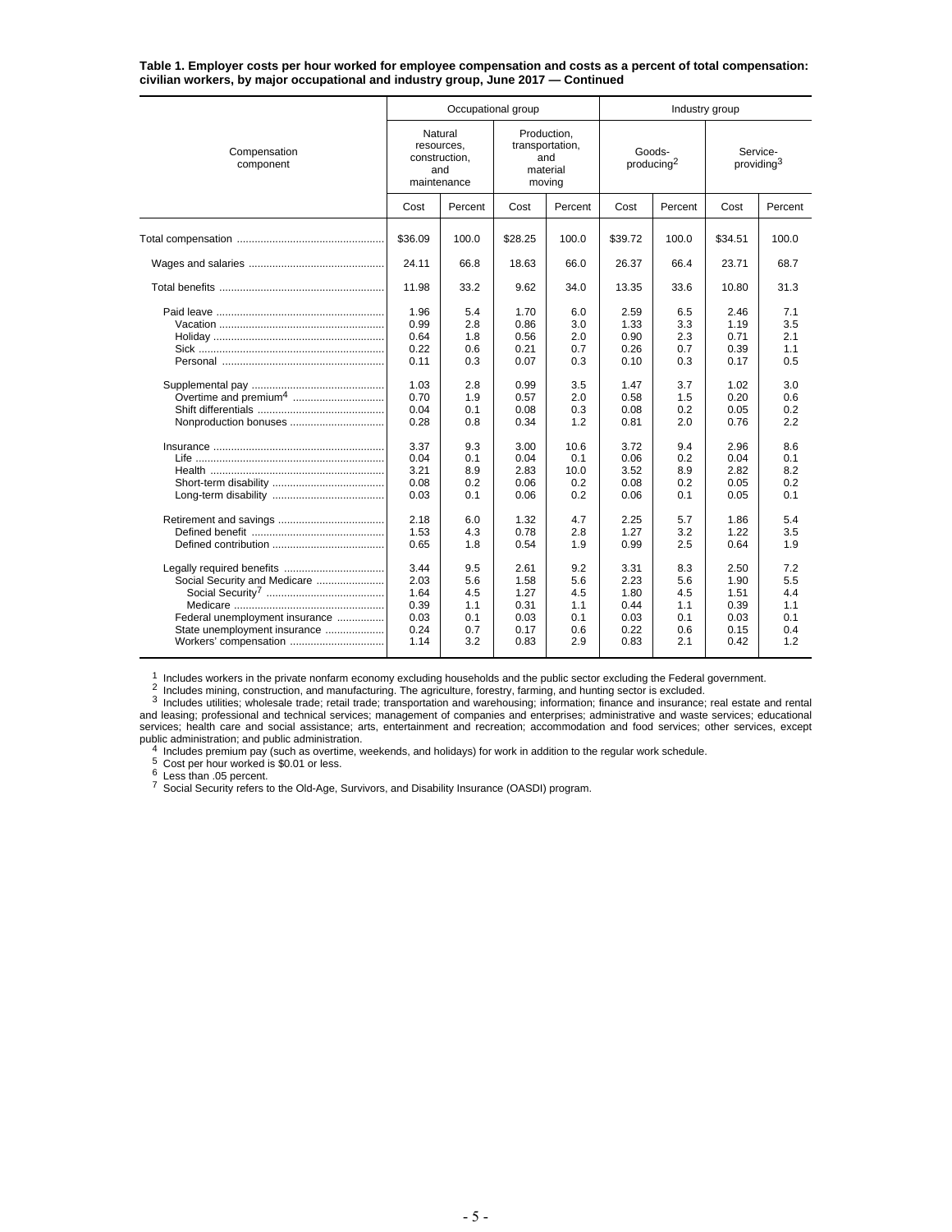**Table 1. Employer costs per hour worked for employee compensation and costs as a percent of total compensation: civilian workers, by major occupational and industry group, June 2017 — Continued**

| Compensation component | Occupational group | | | | Industry group | | | |
|---|---|---|---|---|---|---|---|---|
| | Natural resources, construction, and maintenance | | Production, transportation, and material moving | | Goods-producing[2] | | Service-providing[3] | |
| | Cost | Percent | Cost | Percent | Cost | Percent | Cost | Percent |
| Total compensation | $36.09 | 100.0 | $28.25 | 100.0 | $39.72 | 100.0 | $34.51 | 100.0 |
| Wages and salaries | 24.11 | 66.8 | 18.63 | 66.0 | 26.37 | 66.4 | 23.71 | 68.7 |
| Total benefits | 11.98 | 33.2 | 9.62 | 34.0 | 13.35 | 33.6 | 10.80 | 31.3 |
| Paid leave | 1.96 | 5.4 | 1.70 | 6.0 | 2.59 | 6.5 | 2.46 | 7.1 |
| Vacation | 0.99 | 2.8 | 0.86 | 3.0 | 1.33 | 3.3 | 1.19 | 3.5 |
| Holiday | 0.64 | 1.8 | 0.56 | 2.0 | 0.90 | 2.3 | 0.71 | 2.1 |
| Sick | 0.22 | 0.6 | 0.21 | 0.7 | 0.26 | 0.7 | 0.39 | 1.1 |
| Personal | 0.11 | 0.3 | 0.07 | 0.3 | 0.10 | 0.3 | 0.17 | 0.5 |
| Supplemental pay | 1.03 | 2.8 | 0.99 | 3.5 | 1.47 | 3.7 | 1.02 | 3.0 |
| Overtime and premium[4] | 0.70 | 1.9 | 0.57 | 2.0 | 0.58 | 1.5 | 0.20 | 0.6 |
| Shift differentials | 0.04 | 0.1 | 0.08 | 0.3 | 0.08 | 0.2 | 0.05 | 0.2 |
| Nonproduction bonuses | 0.28 | 0.8 | 0.34 | 1.2 | 0.81 | 2.0 | 0.76 | 2.2 |
| Insurance | 3.37 | 9.3 | 3.00 | 10.6 | 3.72 | 9.4 | 2.96 | 8.6 |
| Life | 0.04 | 0.1 | 0.04 | 0.1 | 0.06 | 0.2 | 0.04 | 0.1 |
| Health | 3.21 | 8.9 | 2.83 | 10.0 | 3.52 | 8.9 | 2.82 | 8.2 |
| Short-term disability | 0.08 | 0.2 | 0.06 | 0.2 | 0.08 | 0.2 | 0.05 | 0.2 |
| Long-term disability | 0.03 | 0.1 | 0.06 | 0.2 | 0.06 | 0.1 | 0.05 | 0.1 |
| Retirement and savings | 2.18 | 6.0 | 1.32 | 4.7 | 2.25 | 5.7 | 1.86 | 5.4 |
| Defined benefit | 1.53 | 4.3 | 0.78 | 2.8 | 1.27 | 3.2 | 1.22 | 3.5 |
| Defined contribution | 0.65 | 1.8 | 0.54 | 1.9 | 0.99 | 2.5 | 0.64 | 1.9 |
| Legally required benefits | 3.44 | 9.5 | 2.61 | 9.2 | 3.31 | 8.3 | 2.50 | 7.2 |
| Social Security and Medicare | 2.03 | 5.6 | 1.58 | 5.6 | 2.23 | 5.6 | 1.90 | 5.5 |
| Social Security[7] | 1.64 | 4.5 | 1.27 | 4.5 | 1.80 | 4.5 | 1.51 | 4.4 |
| Medicare | 0.39 | 1.1 | 0.31 | 1.1 | 0.44 | 1.1 | 0.39 | 1.1 |
| Federal unemployment insurance | 0.03 | 0.1 | 0.03 | 0.1 | 0.03 | 0.1 | 0.03 | 0.1 |
| State unemployment insurance | 0.24 | 0.7 | 0.17 | 0.6 | 0.22 | 0.6 | 0.15 | 0.4 |
| Workers' compensation | 1.14 | 3.2 | 0.83 | 2.9 | 0.83 | 2.1 | 0.42 | 1.2 |

[1] Includes workers in the private nonfarm economy excluding households and the public sector excluding the Federal government.
[2] Includes mining, construction, and manufacturing. The agriculture, forestry, farming, and hunting sector is excluded.
[3] Includes utilities; wholesale trade; retail trade; transportation and warehousing; information; finance and insurance; real estate and rental and leasing; professional and technical services; management of companies and enterprises; administrative and waste services; educational services; health care and social assistance; arts, entertainment and recreation; accommodation and food services; other services, except public administration; and public administration.
[4] Includes premium pay (such as overtime, weekends, and holidays) for work in addition to the regular work schedule.
[5] Cost per hour worked is $0.01 or less.
[6] Less than .05 percent.
[7] Social Security refers to the Old-Age, Survivors, and Disability Insurance (OASDI) program.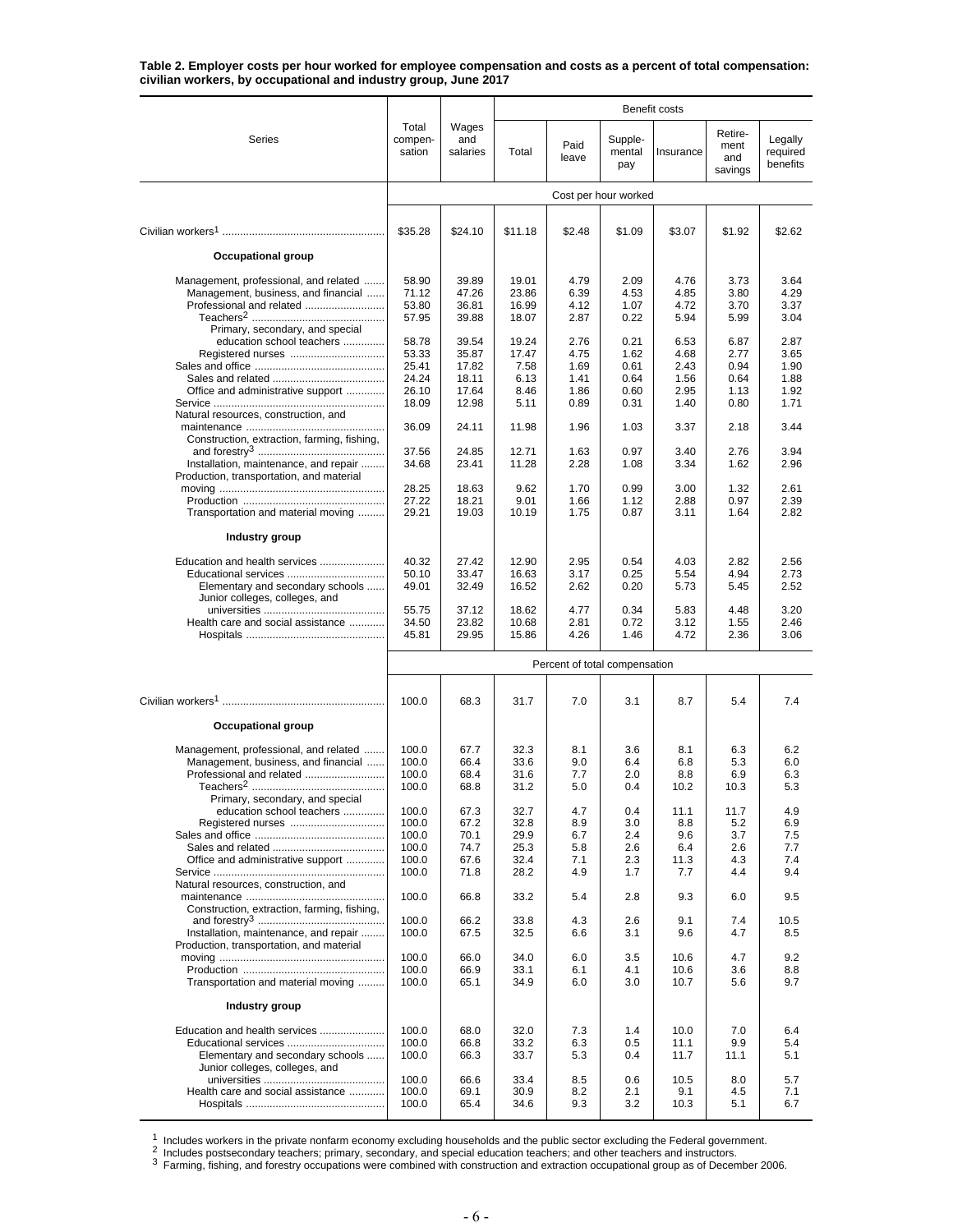**Table 2. Employer costs per hour worked for employee compensation and costs as a percent of total compensation: civilian workers, by occupational and industry group, June 2017**

| Series | Total compensation | Wages and salaries | Benefit costs: Total | Paid leave | Supplemental pay | Insurance | Retirement and savings | Legally required benefits |
|---|---|---|---|---|---|---|---|---|
| | Cost per hour worked | | | | | | | |
| Civilian workers[1] | $35.28 | $24.10 | $11.18 | $2.48 | $1.09 | $3.07 | $1.92 | $2.62 |
| **Occupational group** | | | | | | | | |
| Management, professional, and related | 58.90 | 39.89 | 19.01 | 4.79 | 2.09 | 4.76 | 3.73 | 3.64 |
| Management, business, and financial | 71.12 | 47.26 | 23.86 | 6.39 | 4.53 | 4.85 | 3.80 | 4.29 |
| Professional and related | 53.80 | 36.81 | 16.99 | 4.12 | 1.07 | 4.72 | 3.70 | 3.37 |
| Teachers[2] | 57.95 | 39.88 | 18.07 | 2.87 | 0.22 | 5.94 | 5.99 | 3.04 |
| Primary, secondary, and special education school teachers | 58.78 | 39.54 | 19.24 | 2.76 | 0.21 | 6.53 | 6.87 | 2.87 |
| Registered nurses | 53.33 | 35.87 | 17.47 | 4.75 | 1.62 | 4.68 | 2.77 | 3.65 |
| Sales and office | 25.41 | 17.82 | 7.58 | 1.69 | 0.61 | 2.43 | 0.94 | 1.90 |
| Sales and related | 24.24 | 18.11 | 6.13 | 1.41 | 0.64 | 1.56 | 0.64 | 1.88 |
| Office and administrative support | 26.10 | 17.64 | 8.46 | 1.86 | 0.60 | 2.95 | 1.13 | 1.92 |
| Service | 18.09 | 12.98 | 5.11 | 0.89 | 0.31 | 1.40 | 0.80 | 1.71 |
| Natural resources, construction, and maintenance | 36.09 | 24.11 | 11.98 | 1.96 | 1.03 | 3.37 | 2.18 | 3.44 |
| Construction, extraction, farming, fishing, and forestry[3] | 37.56 | 24.85 | 12.71 | 1.63 | 0.97 | 3.40 | 2.76 | 3.94 |
| Installation, maintenance, and repair | 34.68 | 23.41 | 11.28 | 2.28 | 1.08 | 3.34 | 1.62 | 2.96 |
| Production, transportation, and material moving | 28.25 | 18.63 | 9.62 | 1.70 | 0.99 | 3.00 | 1.32 | 2.61 |
| Production | 27.22 | 18.21 | 9.01 | 1.66 | 1.12 | 2.88 | 0.97 | 2.39 |
| Transportation and material moving | 29.21 | 19.03 | 10.19 | 1.75 | 0.87 | 3.11 | 1.64 | 2.82 |
| **Industry group** | | | | | | | | |
| Education and health services | 40.32 | 27.42 | 12.90 | 2.95 | 0.54 | 4.03 | 2.82 | 2.56 |
| Educational services | 50.10 | 33.47 | 16.63 | 3.17 | 0.25 | 5.54 | 4.94 | 2.73 |
| Elementary and secondary schools | 49.01 | 32.49 | 16.52 | 2.62 | 0.20 | 5.73 | 5.45 | 2.52 |
| Junior colleges, colleges, and universities | 55.75 | 37.12 | 18.62 | 4.77 | 0.34 | 5.83 | 4.48 | 3.20 |
| Health care and social assistance | 34.50 | 23.82 | 10.68 | 2.81 | 0.72 | 3.12 | 1.55 | 2.46 |
| Hospitals | 45.81 | 29.95 | 15.86 | 4.26 | 1.46 | 4.72 | 2.36 | 3.06 |
| | Percent of total compensation | | | | | | | |
| Civilian workers[1] | 100.0 | 68.3 | 31.7 | 7.0 | 3.1 | 8.7 | 5.4 | 7.4 |
| **Occupational group** | | | | | | | | |
| Management, professional, and related | 100.0 | 67.7 | 32.3 | 8.1 | 3.6 | 8.1 | 6.3 | 6.2 |
| Management, business, and financial | 100.0 | 66.4 | 33.6 | 9.0 | 6.4 | 6.8 | 5.3 | 6.0 |
| Professional and related | 100.0 | 68.4 | 31.6 | 7.7 | 2.0 | 8.8 | 6.9 | 6.3 |
| Teachers[2] | 100.0 | 68.8 | 31.2 | 5.0 | 0.4 | 10.2 | 10.3 | 5.3 |
| Primary, secondary, and special education school teachers | 100.0 | 67.3 | 32.7 | 4.7 | 0.4 | 11.1 | 11.7 | 4.9 |
| Registered nurses | 100.0 | 67.2 | 32.8 | 8.9 | 3.0 | 8.8 | 5.2 | 6.9 |
| Sales and office | 100.0 | 70.1 | 29.9 | 6.7 | 2.4 | 9.6 | 3.7 | 7.5 |
| Sales and related | 100.0 | 74.7 | 25.3 | 5.8 | 2.6 | 6.4 | 2.6 | 7.7 |
| Office and administrative support | 100.0 | 67.6 | 32.4 | 7.1 | 2.3 | 11.3 | 4.3 | 7.4 |
| Service | 100.0 | 71.8 | 28.2 | 4.9 | 1.7 | 7.7 | 4.4 | 9.4 |
| Natural resources, construction, and maintenance | 100.0 | 66.8 | 33.2 | 5.4 | 2.8 | 9.3 | 6.0 | 9.5 |
| Construction, extraction, farming, fishing, and forestry[3] | 100.0 | 66.2 | 33.8 | 4.3 | 2.6 | 9.1 | 7.4 | 10.5 |
| Installation, maintenance, and repair | 100.0 | 67.5 | 32.5 | 6.6 | 3.1 | 9.6 | 4.7 | 8.5 |
| Production, transportation, and material moving | 100.0 | 66.0 | 34.0 | 6.0 | 3.5 | 10.6 | 4.7 | 9.2 |
| Production | 100.0 | 66.9 | 33.1 | 6.1 | 4.1 | 10.6 | 3.6 | 8.8 |
| Transportation and material moving | 100.0 | 65.1 | 34.9 | 6.0 | 3.0 | 10.7 | 5.6 | 9.7 |
| **Industry group** | | | | | | | | |
| Education and health services | 100.0 | 68.0 | 32.0 | 7.3 | 1.4 | 10.0 | 7.0 | 6.4 |
| Educational services | 100.0 | 66.8 | 33.2 | 6.3 | 0.5 | 11.1 | 9.9 | 5.4 |
| Elementary and secondary schools | 100.0 | 66.3 | 33.7 | 5.3 | 0.4 | 11.7 | 11.1 | 5.1 |
| Junior colleges, colleges, and universities | 100.0 | 66.6 | 33.4 | 8.5 | 0.6 | 10.5 | 8.0 | 5.7 |
| Health care and social assistance | 100.0 | 69.1 | 30.9 | 8.2 | 2.1 | 9.1 | 4.5 | 7.1 |
| Hospitals | 100.0 | 65.4 | 34.6 | 9.3 | 3.2 | 10.3 | 5.1 | 6.7 |

[1] Includes workers in the private nonfarm economy excluding households and the public sector excluding the Federal government.
[2] Includes postsecondary teachers; primary, secondary, and special education teachers; and other teachers and instructors.
[3] Farming, fishing, and forestry occupations were combined with construction and extraction occupational group as of December 2006.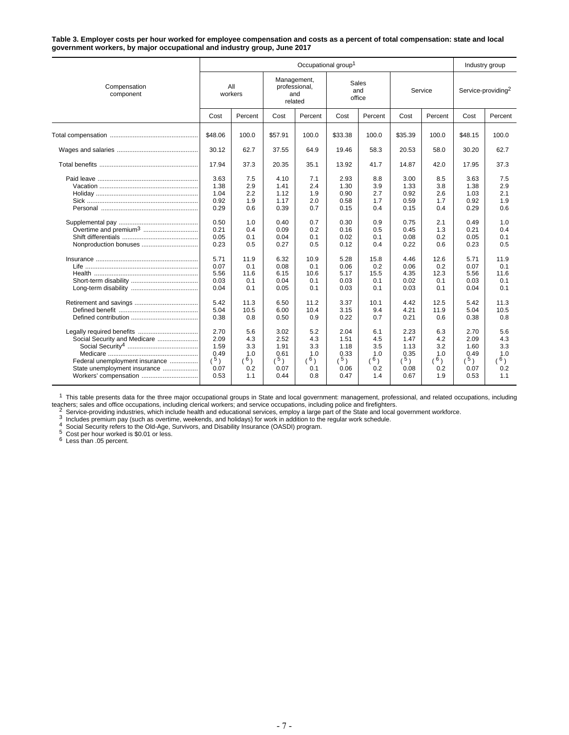**Table 3. Employer costs per hour worked for employee compensation and costs as a percent of total compensation: state and local government workers, by major occupational and industry group, June 2017**

| Compensation component | Occupational group[1] | | | | | | | | Industry group | |
|---|---|---|---|---|---|---|---|---|---|---|
| | All workers | | Management, professional, and related | | Sales and office | | Service | | Service-providing[2] | |
| | Cost | Percent | Cost | Percent | Cost | Percent | Cost | Percent | Cost | Percent |
| Total compensation | $48.06 | 100.0 | $57.91 | 100.0 | $33.38 | 100.0 | $35.39 | 100.0 | $48.15 | 100.0 |
| Wages and salaries | 30.12 | 62.7 | 37.55 | 64.9 | 19.46 | 58.3 | 20.53 | 58.0 | 30.20 | 62.7 |
| Total benefits | 17.94 | 37.3 | 20.35 | 35.1 | 13.92 | 41.7 | 14.87 | 42.0 | 17.95 | 37.3 |
| Paid leave | 3.63 | 7.5 | 4.10 | 7.1 | 2.93 | 8.8 | 3.00 | 8.5 | 3.63 | 7.5 |
| Vacation | 1.38 | 2.9 | 1.41 | 2.4 | 1.30 | 3.9 | 1.33 | 3.8 | 1.38 | 2.9 |
| Holiday | 1.04 | 2.2 | 1.12 | 1.9 | 0.90 | 2.7 | 0.92 | 2.6 | 1.03 | 2.1 |
| Sick | 0.92 | 1.9 | 1.17 | 2.0 | 0.58 | 1.7 | 0.59 | 1.7 | 0.92 | 1.9 |
| Personal | 0.29 | 0.6 | 0.39 | 0.7 | 0.15 | 0.4 | 0.15 | 0.4 | 0.29 | 0.6 |
| Supplemental pay | 0.50 | 1.0 | 0.40 | 0.7 | 0.30 | 0.9 | 0.75 | 2.1 | 0.49 | 1.0 |
| Overtime and premium[3] | 0.21 | 0.4 | 0.09 | 0.2 | 0.16 | 0.5 | 0.45 | 1.3 | 0.21 | 0.4 |
| Shift differentials | 0.05 | 0.1 | 0.04 | 0.1 | 0.02 | 0.1 | 0.08 | 0.2 | 0.05 | 0.1 |
| Nonproduction bonuses | 0.23 | 0.5 | 0.27 | 0.5 | 0.12 | 0.4 | 0.22 | 0.6 | 0.23 | 0.5 |
| Insurance | 5.71 | 11.9 | 6.32 | 10.9 | 5.28 | 15.8 | 4.46 | 12.6 | 5.71 | 11.9 |
| Life | 0.07 | 0.1 | 0.08 | 0.1 | 0.06 | 0.2 | 0.06 | 0.2 | 0.07 | 0.1 |
| Health | 5.56 | 11.6 | 6.15 | 10.6 | 5.17 | 15.5 | 4.35 | 12.3 | 5.56 | 11.6 |
| Short-term disability | 0.03 | 0.1 | 0.04 | 0.1 | 0.03 | 0.1 | 0.02 | 0.1 | 0.03 | 0.1 |
| Long-term disability | 0.04 | 0.1 | 0.05 | 0.1 | 0.03 | 0.1 | 0.03 | 0.1 | 0.04 | 0.1 |
| Retirement and savings | 5.42 | 11.3 | 6.50 | 11.2 | 3.37 | 10.1 | 4.42 | 12.5 | 5.42 | 11.3 |
| Defined benefit | 5.04 | 10.5 | 6.00 | 10.4 | 3.15 | 9.4 | 4.21 | 11.9 | 5.04 | 10.5 |
| Defined contribution | 0.38 | 0.8 | 0.50 | 0.9 | 0.22 | 0.7 | 0.21 | 0.6 | 0.38 | 0.8 |
| Legally required benefits | 2.70 | 5.6 | 3.02 | 5.2 | 2.04 | 6.1 | 2.23 | 6.3 | 2.70 | 5.6 |
| Social Security and Medicare | 2.09 | 4.3 | 2.52 | 4.3 | 1.51 | 4.5 | 1.47 | 4.2 | 2.09 | 4.3 |
| Social Security[4] | 1.59 | 3.3 | 1.91 | 3.3 | 1.18 | 3.5 | 1.13 | 3.2 | 1.60 | 3.3 |
| Medicare | 0.49 | 1.0 | 0.61 | 1.0 | 0.33 | 1.0 | 0.35 | 1.0 | 0.49 | 1.0 |
| Federal unemployment insurance | (5) | (6) | (5) | (6) | (5) | (6) | (5) | (6) | (5) | (6) |
| State unemployment insurance | 0.07 | 0.2 | 0.07 | 0.1 | 0.06 | 0.2 | 0.08 | 0.2 | 0.07 | 0.2 |
| Workers' compensation | 0.53 | 1.1 | 0.44 | 0.8 | 0.47 | 1.4 | 0.67 | 1.9 | 0.53 | 1.1 |

[1] This table presents data for the three major occupational groups in State and local government: management, professional, and related occupations, including teachers; sales and office occupations, including clerical workers; and service occupations, including police and firefighters.
[2] Service-providing industries, which include health and educational services, employ a large part of the State and local government workforce.
[3] Includes premium pay (such as overtime, weekends, and holidays) for work in addition to the regular work schedule.
[4] Social Security refers to the Old-Age, Survivors, and Disability Insurance (OASDI) program.
[5] Cost per hour worked is $0.01 or less.
[6] Less than .05 percent.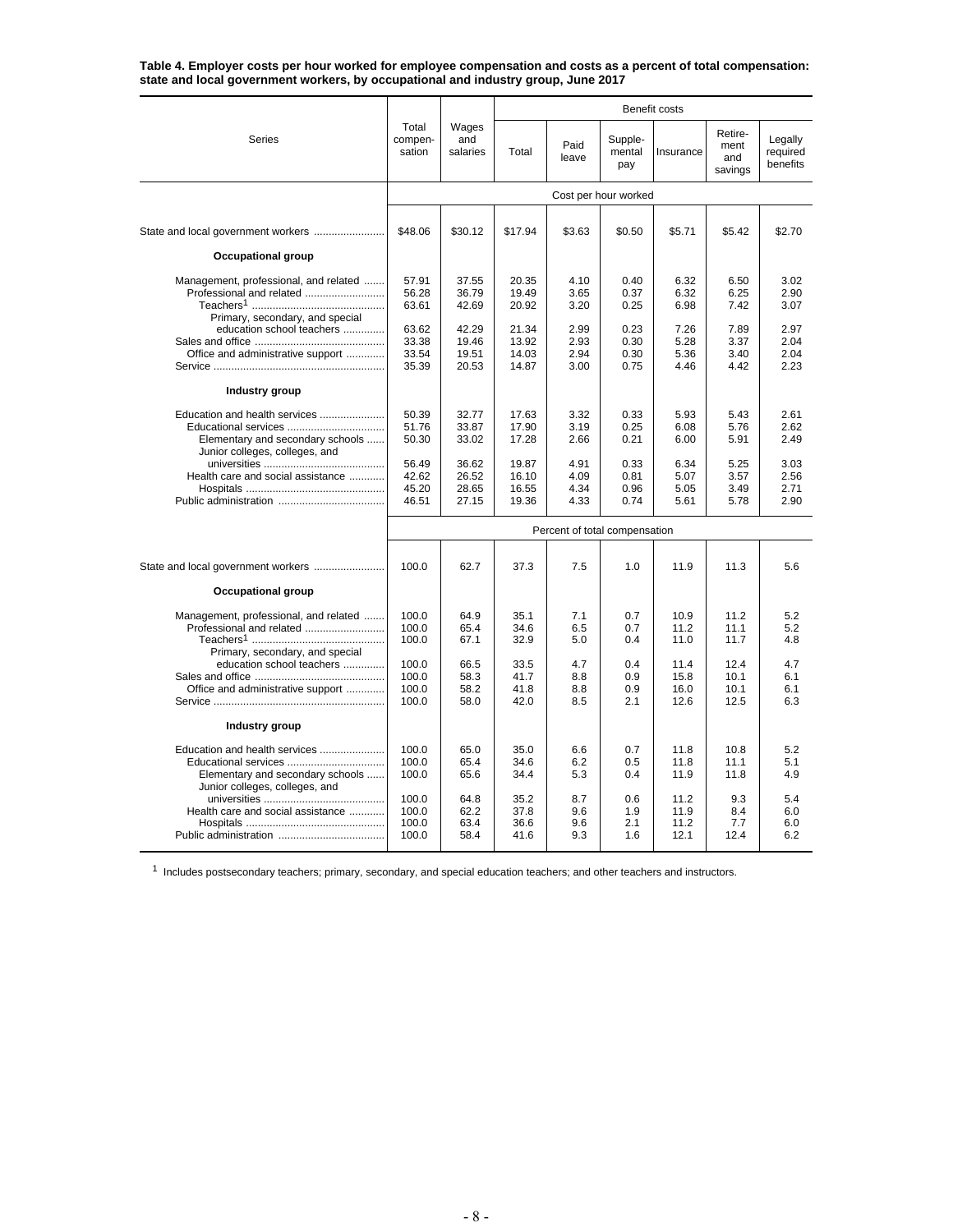**Table 4. Employer costs per hour worked for employee compensation and costs as a percent of total compensation: state and local government workers, by occupational and industry group, June 2017**

| Series | Total compensation | Wages and salaries | Benefit costs | | | | | |
|---|---|---|---|---|---|---|---|---|
| | | | Total | Paid leave | Supplemental pay | Insurance | Retirement and savings | Legally required benefits |
| | **Cost per hour worked** | | | | | | | |
| State and local government workers | $48.06 | $30.12 | $17.94 | $3.63 | $0.50 | $5.71 | $5.42 | $2.70 |
| **Occupational group** | | | | | | | | |
| Management, professional, and related | 57.91 | 37.55 | 20.35 | 4.10 | 0.40 | 6.32 | 6.50 | 3.02 |
| Professional and related | 56.28 | 36.79 | 19.49 | 3.65 | 0.37 | 6.32 | 6.25 | 2.90 |
| Teachers[1] | 63.61 | 42.69 | 20.92 | 3.20 | 0.25 | 6.98 | 7.42 | 3.07 |
| Primary, secondary, and special education school teachers | 63.62 | 42.29 | 21.34 | 2.99 | 0.23 | 7.26 | 7.89 | 2.97 |
| Sales and office | 33.38 | 19.46 | 13.92 | 2.93 | 0.30 | 5.28 | 3.37 | 2.04 |
| Office and administrative support | 33.54 | 19.51 | 14.03 | 2.94 | 0.30 | 5.36 | 3.40 | 2.04 |
| Service | 35.39 | 20.53 | 14.87 | 3.00 | 0.75 | 4.46 | 4.42 | 2.23 |
| **Industry group** | | | | | | | | |
| Education and health services | 50.39 | 32.77 | 17.63 | 3.32 | 0.33 | 5.93 | 5.43 | 2.61 |
| Educational services | 51.76 | 33.87 | 17.90 | 3.19 | 0.25 | 6.08 | 5.76 | 2.62 |
| Elementary and secondary schools | 50.30 | 33.02 | 17.28 | 2.66 | 0.21 | 6.00 | 5.91 | 2.49 |
| Junior colleges, colleges, and universities | 56.49 | 36.62 | 19.87 | 4.91 | 0.33 | 6.34 | 5.25 | 3.03 |
| Health care and social assistance | 42.62 | 26.52 | 16.10 | 4.09 | 0.81 | 5.07 | 3.57 | 2.56 |
| Hospitals | 45.20 | 28.65 | 16.55 | 4.34 | 0.96 | 5.05 | 3.49 | 2.71 |
| Public administration | 46.51 | 27.15 | 19.36 | 4.33 | 0.74 | 5.61 | 5.78 | 2.90 |
| | **Percent of total compensation** | | | | | | | |
| State and local government workers | 100.0 | 62.7 | 37.3 | 7.5 | 1.0 | 11.9 | 11.3 | 5.6 |
| **Occupational group** | | | | | | | | |
| Management, professional, and related | 100.0 | 64.9 | 35.1 | 7.1 | 0.7 | 10.9 | 11.2 | 5.2 |
| Professional and related | 100.0 | 65.4 | 34.6 | 6.5 | 0.7 | 11.2 | 11.1 | 5.2 |
| Teachers[1] | 100.0 | 67.1 | 32.9 | 5.0 | 0.4 | 11.0 | 11.7 | 4.8 |
| Primary, secondary, and special education school teachers | 100.0 | 66.5 | 33.5 | 4.7 | 0.4 | 11.4 | 12.4 | 4.7 |
| Sales and office | 100.0 | 58.3 | 41.7 | 8.8 | 0.9 | 15.8 | 10.1 | 6.1 |
| Office and administrative support | 100.0 | 58.2 | 41.8 | 8.8 | 0.9 | 16.0 | 10.1 | 6.1 |
| Service | 100.0 | 58.0 | 42.0 | 8.5 | 2.1 | 12.6 | 12.5 | 6.3 |
| **Industry group** | | | | | | | | |
| Education and health services | 100.0 | 65.0 | 35.0 | 6.6 | 0.7 | 11.8 | 10.8 | 5.2 |
| Educational services | 100.0 | 65.4 | 34.6 | 6.2 | 0.5 | 11.8 | 11.1 | 5.1 |
| Elementary and secondary schools | 100.0 | 65.6 | 34.4 | 5.3 | 0.4 | 11.9 | 11.8 | 4.9 |
| Junior colleges, colleges, and universities | 100.0 | 64.8 | 35.2 | 8.7 | 0.6 | 11.2 | 9.3 | 5.4 |
| Health care and social assistance | 100.0 | 62.2 | 37.8 | 9.6 | 1.9 | 11.9 | 8.4 | 6.0 |
| Hospitals | 100.0 | 63.4 | 36.6 | 9.6 | 2.1 | 11.2 | 7.7 | 6.0 |
| Public administration | 100.0 | 58.4 | 41.6 | 9.3 | 1.6 | 12.1 | 12.4 | 6.2 |

[1] Includes postsecondary teachers; primary, secondary, and special education teachers; and other teachers and instructors.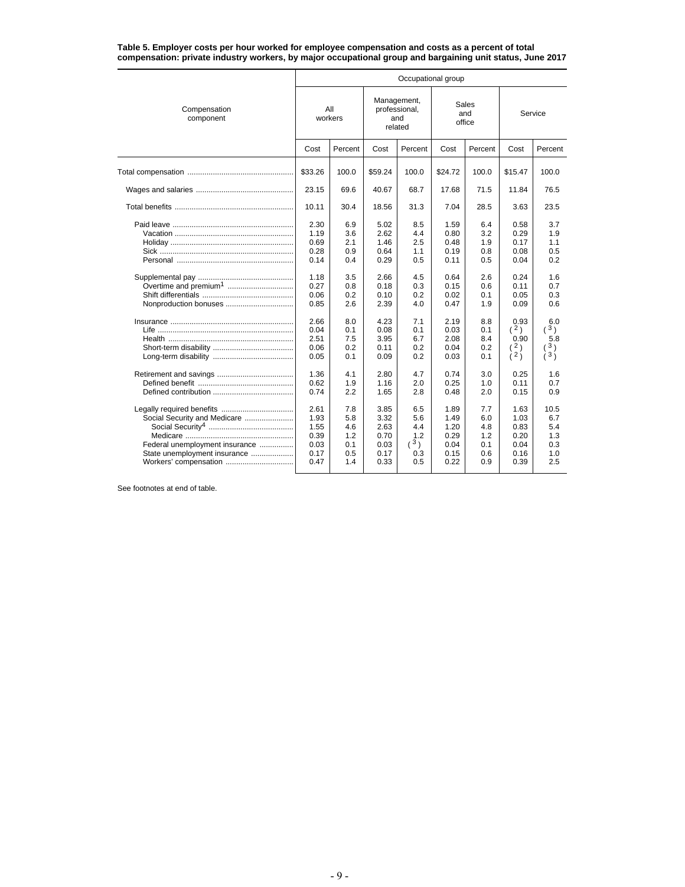**Table 5. Employer costs per hour worked for employee compensation and costs as a percent of total compensation: private industry workers, by major occupational group and bargaining unit status, June 2017**

| Compensation component | Occupational group | | | | | | | |
|---|---|---|---|---|---|---|---|---|
| | All workers | | Management, professional, and related | | Sales and office | | Service | |
| | Cost | Percent | Cost | Percent | Cost | Percent | Cost | Percent |
| Total compensation | $33.26 | 100.0 | $59.24 | 100.0 | $24.72 | 100.0 | $15.47 | 100.0 |
| Wages and salaries | 23.15 | 69.6 | 40.67 | 68.7 | 17.68 | 71.5 | 11.84 | 76.5 |
| Total benefits | 10.11 | 30.4 | 18.56 | 31.3 | 7.04 | 28.5 | 3.63 | 23.5 |
| Paid leave | 2.30 | 6.9 | 5.02 | 8.5 | 1.59 | 6.4 | 0.58 | 3.7 |
| Vacation | 1.19 | 3.6 | 2.62 | 4.4 | 0.80 | 3.2 | 0.29 | 1.9 |
| Holiday | 0.69 | 2.1 | 1.46 | 2.5 | 0.48 | 1.9 | 0.17 | 1.1 |
| Sick | 0.28 | 0.9 | 0.64 | 1.1 | 0.19 | 0.8 | 0.08 | 0.5 |
| Personal | 0.14 | 0.4 | 0.29 | 0.5 | 0.11 | 0.5 | 0.04 | 0.2 |
| Supplemental pay | 1.18 | 3.5 | 2.66 | 4.5 | 0.64 | 2.6 | 0.24 | 1.6 |
| Overtime and premium[1] | 0.27 | 0.8 | 0.18 | 0.3 | 0.15 | 0.6 | 0.11 | 0.7 |
| Shift differentials | 0.06 | 0.2 | 0.10 | 0.2 | 0.02 | 0.1 | 0.05 | 0.3 |
| Nonproduction bonuses | 0.85 | 2.6 | 2.39 | 4.0 | 0.47 | 1.9 | 0.09 | 0.6 |
| Insurance | 2.66 | 8.0 | 4.23 | 7.1 | 2.19 | 8.8 | 0.93 | 6.0 |
| Life | 0.04 | 0.1 | 0.08 | 0.1 | 0.03 | 0.1 | (2) | (3) |
| Health | 2.51 | 7.5 | 3.95 | 6.7 | 2.08 | 8.4 | 0.90 | 5.8 |
| Short-term disability | 0.06 | 0.2 | 0.11 | 0.2 | 0.04 | 0.2 | (2) | (3) |
| Long-term disability | 0.05 | 0.1 | 0.09 | 0.2 | 0.03 | 0.1 | (2) | (3) |
| Retirement and savings | 1.36 | 4.1 | 2.80 | 4.7 | 0.74 | 3.0 | 0.25 | 1.6 |
| Defined benefit | 0.62 | 1.9 | 1.16 | 2.0 | 0.25 | 1.0 | 0.11 | 0.7 |
| Defined contribution | 0.74 | 2.2 | 1.65 | 2.8 | 0.48 | 2.0 | 0.15 | 0.9 |
| Legally required benefits | 2.61 | 7.8 | 3.85 | 6.5 | 1.89 | 7.7 | 1.63 | 10.5 |
| Social Security and Medicare | 1.93 | 5.8 | 3.32 | 5.6 | 1.49 | 6.0 | 1.03 | 6.7 |
| Social Security[4] | 1.55 | 4.6 | 2.63 | 4.4 | 1.20 | 4.8 | 0.83 | 5.4 |
| Medicare | 0.39 | 1.2 | 0.70 | 1.2 | 0.29 | 1.2 | 0.20 | 1.3 |
| Federal unemployment insurance | 0.03 | 0.1 | 0.03 | (3) | 0.04 | 0.1 | 0.04 | 0.3 |
| State unemployment insurance | 0.17 | 0.5 | 0.17 | 0.3 | 0.15 | 0.6 | 0.16 | 1.0 |
| Workers' compensation | 0.47 | 1.4 | 0.33 | 0.5 | 0.22 | 0.9 | 0.39 | 2.5 |

See footnotes at end of table.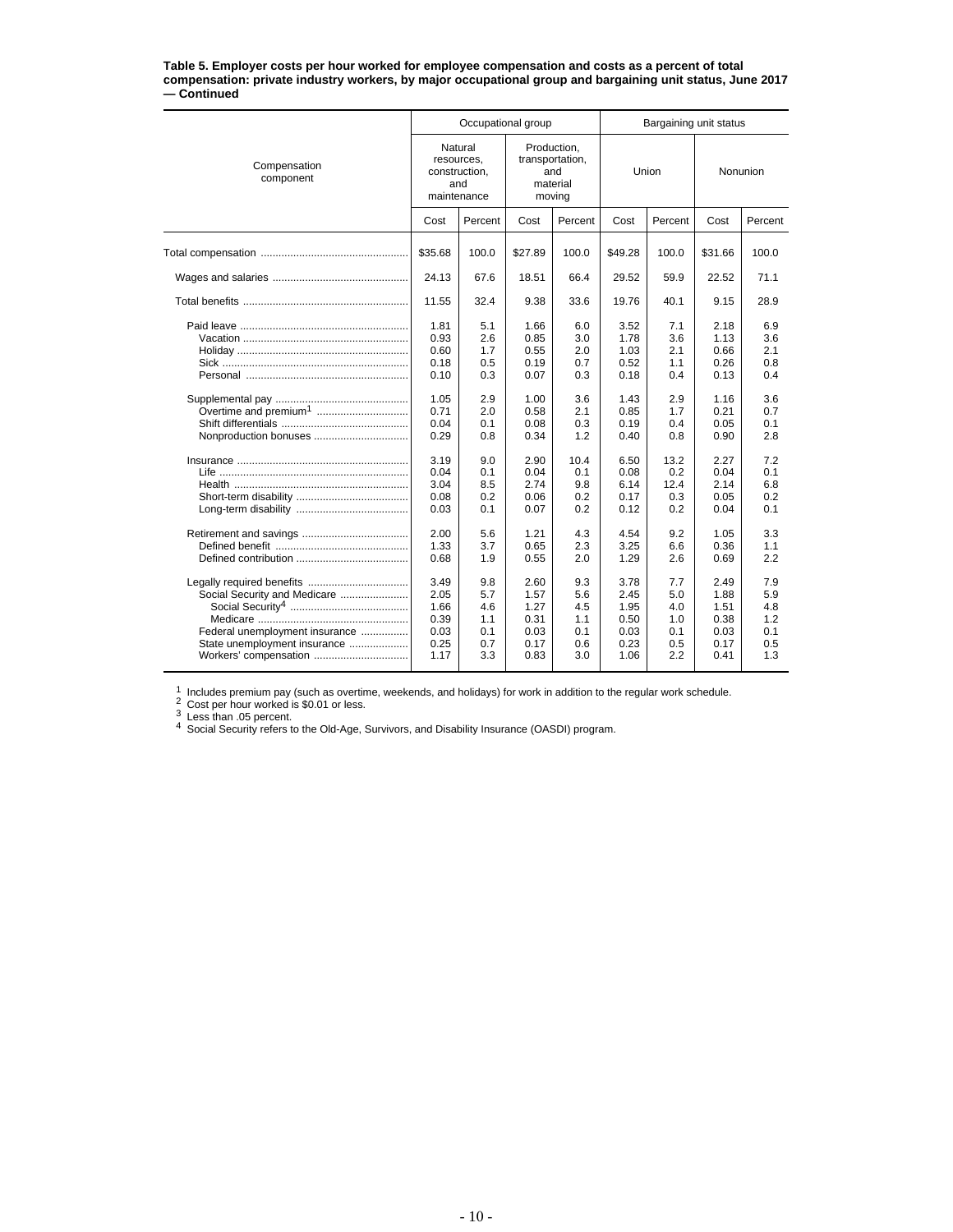**Table 5. Employer costs per hour worked for employee compensation and costs as a percent of total compensation: private industry workers, by major occupational group and bargaining unit status, June 2017 — Continued**

| Compensation component | Occupational group | | | | Bargaining unit status | | | |
|---|---|---|---|---|---|---|---|---|
| | Natural resources, construction, and maintenance | | Production, transportation, and material moving | | Union | | Nonunion | |
| | Cost | Percent | Cost | Percent | Cost | Percent | Cost | Percent |
| Total compensation | $35.68 | 100.0 | $27.89 | 100.0 | $49.28 | 100.0 | $31.66 | 100.0 |
| Wages and salaries | 24.13 | 67.6 | 18.51 | 66.4 | 29.52 | 59.9 | 22.52 | 71.1 |
| Total benefits | 11.55 | 32.4 | 9.38 | 33.6 | 19.76 | 40.1 | 9.15 | 28.9 |
| Paid leave | 1.81 | 5.1 | 1.66 | 6.0 | 3.52 | 7.1 | 2.18 | 6.9 |
| Vacation | 0.93 | 2.6 | 0.85 | 3.0 | 1.78 | 3.6 | 1.13 | 3.6 |
| Holiday | 0.60 | 1.7 | 0.55 | 2.0 | 1.03 | 2.1 | 0.66 | 2.1 |
| Sick | 0.18 | 0.5 | 0.19 | 0.7 | 0.52 | 1.1 | 0.26 | 0.8 |
| Personal | 0.10 | 0.3 | 0.07 | 0.3 | 0.18 | 0.4 | 0.13 | 0.4 |
| Supplemental pay | 1.05 | 2.9 | 1.00 | 3.6 | 1.43 | 2.9 | 1.16 | 3.6 |
| Overtime and premium[1] | 0.71 | 2.0 | 0.58 | 2.1 | 0.85 | 1.7 | 0.21 | 0.7 |
| Shift differentials | 0.04 | 0.1 | 0.08 | 0.3 | 0.19 | 0.4 | 0.05 | 0.1 |
| Nonproduction bonuses | 0.29 | 0.8 | 0.34 | 1.2 | 0.40 | 0.8 | 0.90 | 2.8 |
| Insurance | 3.19 | 9.0 | 2.90 | 10.4 | 6.50 | 13.2 | 2.27 | 7.2 |
| Life | 0.04 | 0.1 | 0.04 | 0.1 | 0.08 | 0.2 | 0.04 | 0.1 |
| Health | 3.04 | 8.5 | 2.74 | 9.8 | 6.14 | 12.4 | 2.14 | 6.8 |
| Short-term disability | 0.08 | 0.2 | 0.06 | 0.2 | 0.17 | 0.3 | 0.05 | 0.2 |
| Long-term disability | 0.03 | 0.1 | 0.07 | 0.2 | 0.12 | 0.2 | 0.04 | 0.1 |
| Retirement and savings | 2.00 | 5.6 | 1.21 | 4.3 | 4.54 | 9.2 | 1.05 | 3.3 |
| Defined benefit | 1.33 | 3.7 | 0.65 | 2.3 | 3.25 | 6.6 | 0.36 | 1.1 |
| Defined contribution | 0.68 | 1.9 | 0.55 | 2.0 | 1.29 | 2.6 | 0.69 | 2.2 |
| Legally required benefits | 3.49 | 9.8 | 2.60 | 9.3 | 3.78 | 7.7 | 2.49 | 7.9 |
| Social Security and Medicare | 2.05 | 5.7 | 1.57 | 5.6 | 2.45 | 5.0 | 1.88 | 5.9 |
| Social Security[4] | 1.66 | 4.6 | 1.27 | 4.5 | 1.95 | 4.0 | 1.51 | 4.8 |
| Medicare | 0.39 | 1.1 | 0.31 | 1.1 | 0.50 | 1.0 | 0.38 | 1.2 |
| Federal unemployment insurance | 0.03 | 0.1 | 0.03 | 0.1 | 0.03 | 0.1 | 0.03 | 0.1 |
| State unemployment insurance | 0.25 | 0.7 | 0.17 | 0.6 | 0.23 | 0.5 | 0.17 | 0.5 |
| Workers' compensation | 1.17 | 3.3 | 0.83 | 3.0 | 1.06 | 2.2 | 0.41 | 1.3 |

[1] Includes premium pay (such as overtime, weekends, and holidays) for work in addition to the regular work schedule.
[2] Cost per hour worked is $0.01 or less.
[3] Less than .05 percent.
[4] Social Security refers to the Old-Age, Survivors, and Disability Insurance (OASDI) program.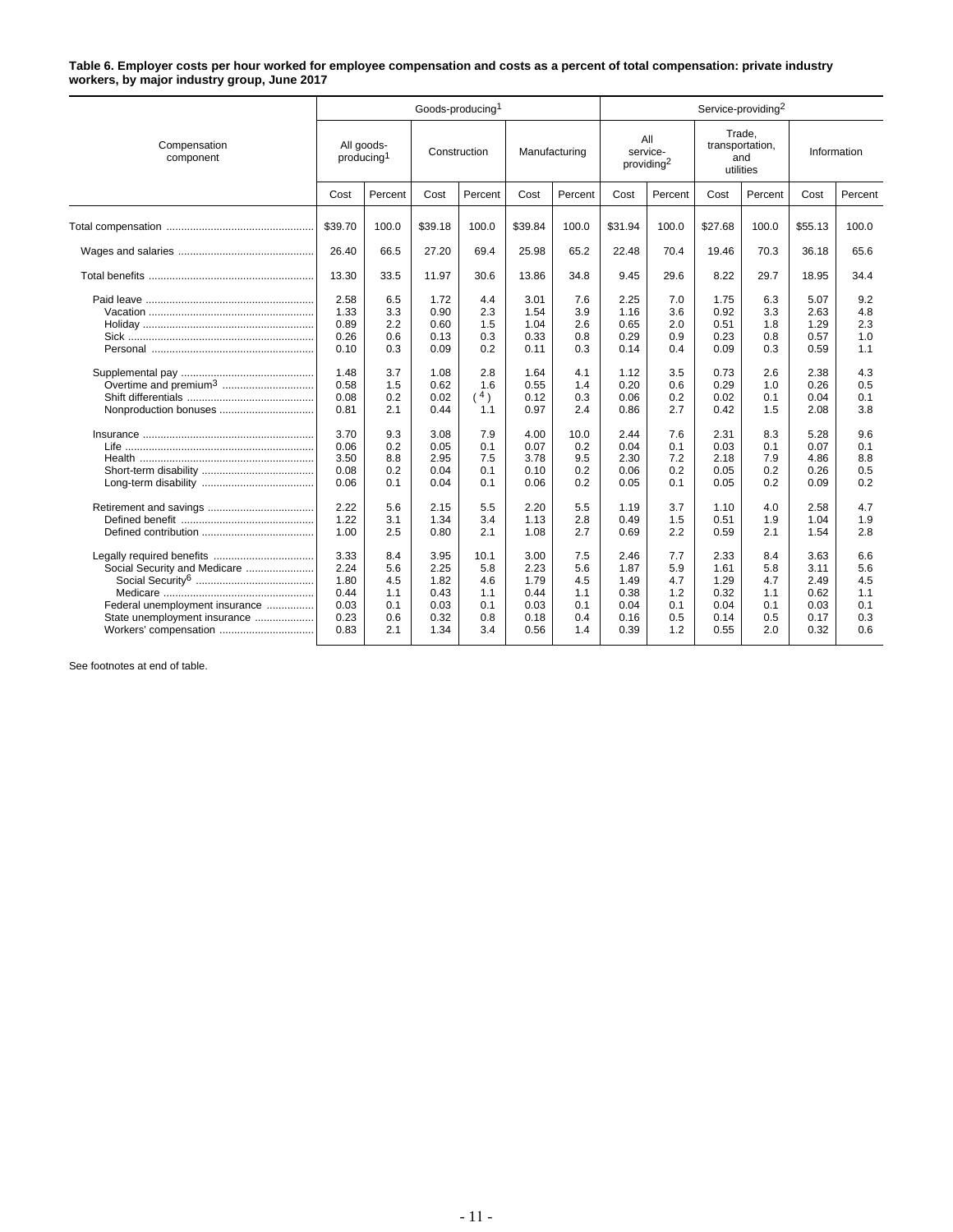**Table 6. Employer costs per hour worked for employee compensation and costs as a percent of total compensation: private industry workers, by major industry group, June 2017**

| Compensation component | Goods-producing[1] | | | | | | Service-providing[2] | | | | | |
|---|---|---|---|---|---|---|---|---|---|---|---|---|
| | All goods-producing[1] | | Construction | | Manufacturing | | All service-providing[2] | | Trade, transportation, and utilities | | Information | |
| | Cost | Percent | Cost | Percent | Cost | Percent | Cost | Percent | Cost | Percent | Cost | Percent |
| Total compensation | $39.70 | 100.0 | $39.18 | 100.0 | $39.84 | 100.0 | $31.94 | 100.0 | $27.68 | 100.0 | $55.13 | 100.0 |
| Wages and salaries | 26.40 | 66.5 | 27.20 | 69.4 | 25.98 | 65.2 | 22.48 | 70.4 | 19.46 | 70.3 | 36.18 | 65.6 |
| Total benefits | 13.30 | 33.5 | 11.97 | 30.6 | 13.86 | 34.8 | 9.45 | 29.6 | 8.22 | 29.7 | 18.95 | 34.4 |
| Paid leave | 2.58 | 6.5 | 1.72 | 4.4 | 3.01 | 7.6 | 2.25 | 7.0 | 1.75 | 6.3 | 5.07 | 9.2 |
| Vacation | 1.33 | 3.3 | 0.90 | 2.3 | 1.54 | 3.9 | 1.16 | 3.6 | 0.92 | 3.3 | 2.63 | 4.8 |
| Holiday | 0.89 | 2.2 | 0.60 | 1.5 | 1.04 | 2.6 | 0.65 | 2.0 | 0.51 | 1.8 | 1.29 | 2.3 |
| Sick | 0.26 | 0.6 | 0.13 | 0.3 | 0.33 | 0.8 | 0.29 | 0.9 | 0.23 | 0.8 | 0.57 | 1.0 |
| Personal | 0.10 | 0.3 | 0.09 | 0.2 | 0.11 | 0.3 | 0.14 | 0.4 | 0.09 | 0.3 | 0.59 | 1.1 |
| Supplemental pay | 1.48 | 3.7 | 1.08 | 2.8 | 1.64 | 4.1 | 1.12 | 3.5 | 0.73 | 2.6 | 2.38 | 4.3 |
| Overtime and premium[3] | 0.58 | 1.5 | 0.62 | 1.6 | 0.55 | 1.4 | 0.20 | 0.6 | 0.29 | 1.0 | 0.26 | 0.5 |
| Shift differentials | 0.08 | 0.2 | 0.02 | ( 4 ) | 0.12 | 0.3 | 0.06 | 0.2 | 0.02 | 0.1 | 0.04 | 0.1 |
| Nonproduction bonuses | 0.81 | 2.1 | 0.44 | 1.1 | 0.97 | 2.4 | 0.86 | 2.7 | 0.42 | 1.5 | 2.08 | 3.8 |
| Insurance | 3.70 | 9.3 | 3.08 | 7.9 | 4.00 | 10.0 | 2.44 | 7.6 | 2.31 | 8.3 | 5.28 | 9.6 |
| Life | 0.06 | 0.2 | 0.05 | 0.1 | 0.07 | 0.2 | 0.04 | 0.1 | 0.03 | 0.1 | 0.07 | 0.1 |
| Health | 3.50 | 8.8 | 2.95 | 7.5 | 3.78 | 9.5 | 2.30 | 7.2 | 2.18 | 7.9 | 4.86 | 8.8 |
| Short-term disability | 0.08 | 0.2 | 0.04 | 0.1 | 0.10 | 0.2 | 0.06 | 0.2 | 0.05 | 0.2 | 0.26 | 0.5 |
| Long-term disability | 0.06 | 0.1 | 0.04 | 0.1 | 0.06 | 0.2 | 0.05 | 0.1 | 0.05 | 0.2 | 0.09 | 0.2 |
| Retirement and savings | 2.22 | 5.6 | 2.15 | 5.5 | 2.20 | 5.5 | 1.19 | 3.7 | 1.10 | 4.0 | 2.58 | 4.7 |
| Defined benefit | 1.22 | 3.1 | 1.34 | 3.4 | 1.13 | 2.8 | 0.49 | 1.5 | 0.51 | 1.9 | 1.04 | 1.9 |
| Defined contribution | 1.00 | 2.5 | 0.80 | 2.1 | 1.08 | 2.7 | 0.69 | 2.2 | 0.59 | 2.1 | 1.54 | 2.8 |
| Legally required benefits | 3.33 | 8.4 | 3.95 | 10.1 | 3.00 | 7.5 | 2.46 | 7.7 | 2.33 | 8.4 | 3.63 | 6.6 |
| Social Security and Medicare | 2.24 | 5.6 | 2.25 | 5.8 | 2.23 | 5.6 | 1.87 | 5.9 | 1.61 | 5.8 | 3.11 | 5.6 |
| Social Security[6] | 1.80 | 4.5 | 1.82 | 4.6 | 1.79 | 4.5 | 1.49 | 4.7 | 1.29 | 4.7 | 2.49 | 4.5 |
| Medicare | 0.44 | 1.1 | 0.43 | 1.1 | 0.44 | 1.1 | 0.38 | 1.2 | 0.32 | 1.1 | 0.62 | 1.1 |
| Federal unemployment insurance | 0.03 | 0.1 | 0.03 | 0.1 | 0.03 | 0.1 | 0.04 | 0.1 | 0.04 | 0.1 | 0.03 | 0.1 |
| State unemployment insurance | 0.23 | 0.6 | 0.32 | 0.8 | 0.18 | 0.4 | 0.16 | 0.5 | 0.14 | 0.5 | 0.17 | 0.3 |
| Workers' compensation | 0.83 | 2.1 | 1.34 | 3.4 | 0.56 | 1.4 | 0.39 | 1.2 | 0.55 | 2.0 | 0.32 | 0.6 |

See footnotes at end of table.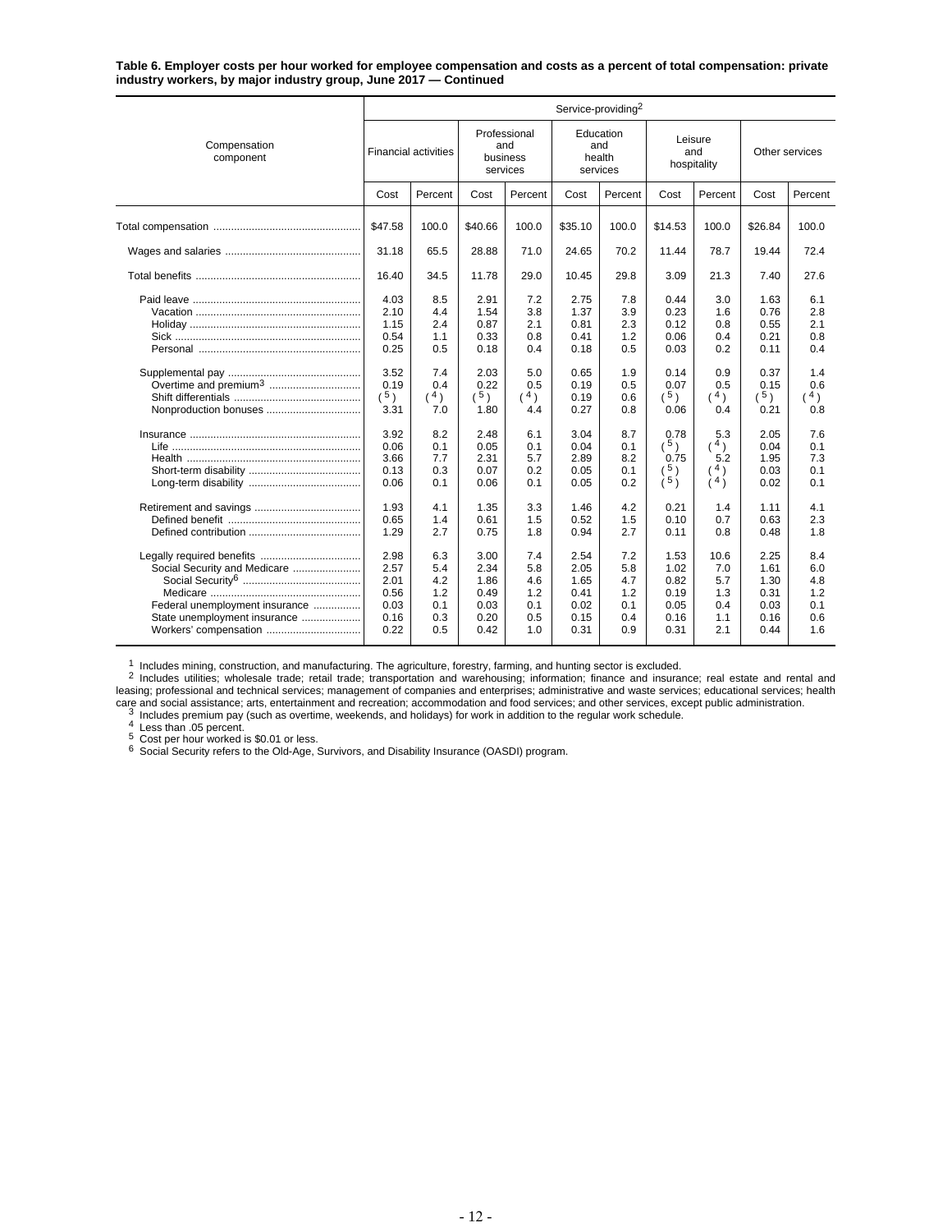**Table 6. Employer costs per hour worked for employee compensation and costs as a percent of total compensation: private industry workers, by major industry group, June 2017 — Continued**

| Compensation component | Service-providing[2] | | | | | | | | | |
|---|---|---|---|---|---|---|---|---|---|---|
| | Financial activities | | Professional and business services | | Education and health services | | Leisure and hospitality | | Other services | |
| | Cost | Percent | Cost | Percent | Cost | Percent | Cost | Percent | Cost | Percent |
| Total compensation | $47.58 | 100.0 | $40.66 | 100.0 | $35.10 | 100.0 | $14.53 | 100.0 | $26.84 | 100.0 |
| Wages and salaries | 31.18 | 65.5 | 28.88 | 71.0 | 24.65 | 70.2 | 11.44 | 78.7 | 19.44 | 72.4 |
| Total benefits | 16.40 | 34.5 | 11.78 | 29.0 | 10.45 | 29.8 | 3.09 | 21.3 | 7.40 | 27.6 |
| Paid leave | 4.03 | 8.5 | 2.91 | 7.2 | 2.75 | 7.8 | 0.44 | 3.0 | 1.63 | 6.1 |
| Vacation | 2.10 | 4.4 | 1.54 | 3.8 | 1.37 | 3.9 | 0.23 | 1.6 | 0.76 | 2.8 |
| Holiday | 1.15 | 2.4 | 0.87 | 2.1 | 0.81 | 2.3 | 0.12 | 0.8 | 0.55 | 2.1 |
| Sick | 0.54 | 1.1 | 0.33 | 0.8 | 0.41 | 1.2 | 0.06 | 0.4 | 0.21 | 0.8 |
| Personal | 0.25 | 0.5 | 0.18 | 0.4 | 0.18 | 0.5 | 0.03 | 0.2 | 0.11 | 0.4 |
| Supplemental pay | 3.52 | 7.4 | 2.03 | 5.0 | 0.65 | 1.9 | 0.14 | 0.9 | 0.37 | 1.4 |
| Overtime and premium[3] | 0.19 | 0.4 | 0.22 | 0.5 | 0.19 | 0.5 | 0.07 | 0.5 | 0.15 | 0.6 |
| Shift differentials | (5) | (4) | (5) | (4) | 0.19 | 0.6 | (5) | (4) | (5) | (4) |
| Nonproduction bonuses | 3.31 | 7.0 | 1.80 | 4.4 | 0.27 | 0.8 | 0.06 | 0.4 | 0.21 | 0.8 |
| Insurance | 3.92 | 8.2 | 2.48 | 6.1 | 3.04 | 8.7 | 0.78 | 5.3 | 2.05 | 7.6 |
| Life | 0.06 | 0.1 | 0.05 | 0.1 | 0.04 | 0.1 | (5) | (4) | 0.04 | 0.1 |
| Health | 3.66 | 7.7 | 2.31 | 5.7 | 2.89 | 8.2 | 0.75 | 5.2 | 1.95 | 7.3 |
| Short-term disability | 0.13 | 0.3 | 0.07 | 0.2 | 0.05 | 0.1 | (5) | (4) | 0.03 | 0.1 |
| Long-term disability | 0.06 | 0.1 | 0.06 | 0.1 | 0.05 | 0.2 | (5) | (4) | 0.02 | 0.1 |
| Retirement and savings | 1.93 | 4.1 | 1.35 | 3.3 | 1.46 | 4.2 | 0.21 | 1.4 | 1.11 | 4.1 |
| Defined benefit | 0.65 | 1.4 | 0.61 | 1.5 | 0.52 | 1.5 | 0.10 | 0.7 | 0.63 | 2.3 |
| Defined contribution | 1.29 | 2.7 | 0.75 | 1.8 | 0.94 | 2.7 | 0.11 | 0.8 | 0.48 | 1.8 |
| Legally required benefits | 2.98 | 6.3 | 3.00 | 7.4 | 2.54 | 7.2 | 1.53 | 10.6 | 2.25 | 8.4 |
| Social Security and Medicare | 2.57 | 5.4 | 2.34 | 5.8 | 2.05 | 5.8 | 1.02 | 7.0 | 1.61 | 6.0 |
| Social Security[6] | 2.01 | 4.2 | 1.86 | 4.6 | 1.65 | 4.7 | 0.82 | 5.7 | 1.30 | 4.8 |
| Medicare | 0.56 | 1.2 | 0.49 | 1.2 | 0.41 | 1.2 | 0.19 | 1.3 | 0.31 | 1.2 |
| Federal unemployment insurance | 0.03 | 0.1 | 0.03 | 0.1 | 0.02 | 0.1 | 0.05 | 0.4 | 0.03 | 0.1 |
| State unemployment insurance | 0.16 | 0.3 | 0.20 | 0.5 | 0.15 | 0.4 | 0.16 | 1.1 | 0.16 | 0.6 |
| Workers' compensation | 0.22 | 0.5 | 0.42 | 1.0 | 0.31 | 0.9 | 0.31 | 2.1 | 0.44 | 1.6 |

[1] Includes mining, construction, and manufacturing. The agriculture, forestry, farming, and hunting sector is excluded.

[2] Includes utilities; wholesale trade; retail trade; transportation and warehousing; information; finance and insurance; real estate and rental and leasing; professional and technical services; management of companies and enterprises; administrative and waste services; educational services; health care and social assistance; arts, entertainment and recreation; accommodation and food services; and other services, except public administration.

[3] Includes premium pay (such as overtime, weekends, and holidays) for work in addition to the regular work schedule.

[4] Less than .05 percent.

[5] Cost per hour worked is $0.01 or less.

[6] Social Security refers to the Old-Age, Survivors, and Disability Insurance (OASDI) program.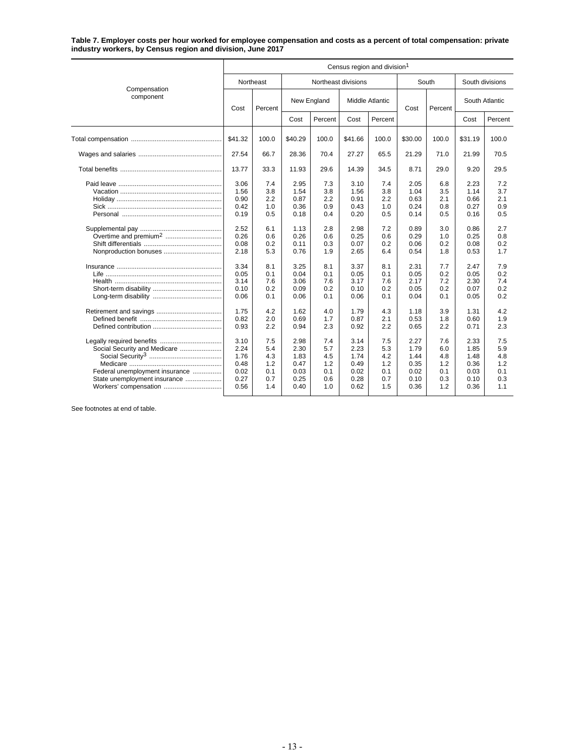**Table 7. Employer costs per hour worked for employee compensation and costs as a percent of total compensation: private industry workers, by Census region and division, June 2017**

| Compensation component | Census region and division[1] | | | | | | | | | |
|---|---|---|---|---|---|---|---|---|---|---|
| | Northeast | | Northeast divisions | | | | South | | South divisions | |
| | Cost | Percent | New England | | Middle Atlantic | | Cost | Percent | South Atlantic | |
| | | | Cost | Percent | Cost | Percent | | | Cost | Percent |
| Total compensation | $41.32 | 100.0 | $40.29 | 100.0 | $41.66 | 100.0 | $30.00 | 100.0 | $31.19 | 100.0 |
| Wages and salaries | 27.54 | 66.7 | 28.36 | 70.4 | 27.27 | 65.5 | 21.29 | 71.0 | 21.99 | 70.5 |
| Total benefits | 13.77 | 33.3 | 11.93 | 29.6 | 14.39 | 34.5 | 8.71 | 29.0 | 9.20 | 29.5 |
| Paid leave | 3.06 | 7.4 | 2.95 | 7.3 | 3.10 | 7.4 | 2.05 | 6.8 | 2.23 | 7.2 |
| Vacation | 1.56 | 3.8 | 1.54 | 3.8 | 1.56 | 3.8 | 1.04 | 3.5 | 1.14 | 3.7 |
| Holiday | 0.90 | 2.2 | 0.87 | 2.2 | 0.91 | 2.2 | 0.63 | 2.1 | 0.66 | 2.1 |
| Sick | 0.42 | 1.0 | 0.36 | 0.9 | 0.43 | 1.0 | 0.24 | 0.8 | 0.27 | 0.9 |
| Personal | 0.19 | 0.5 | 0.18 | 0.4 | 0.20 | 0.5 | 0.14 | 0.5 | 0.16 | 0.5 |
| Supplemental pay | 2.52 | 6.1 | 1.13 | 2.8 | 2.98 | 7.2 | 0.89 | 3.0 | 0.86 | 2.7 |
| Overtime and premium[2] | 0.26 | 0.6 | 0.26 | 0.6 | 0.25 | 0.6 | 0.29 | 1.0 | 0.25 | 0.8 |
| Shift differentials | 0.08 | 0.2 | 0.11 | 0.3 | 0.07 | 0.2 | 0.06 | 0.2 | 0.08 | 0.2 |
| Nonproduction bonuses | 2.18 | 5.3 | 0.76 | 1.9 | 2.65 | 6.4 | 0.54 | 1.8 | 0.53 | 1.7 |
| Insurance | 3.34 | 8.1 | 3.25 | 8.1 | 3.37 | 8.1 | 2.31 | 7.7 | 2.47 | 7.9 |
| Life | 0.05 | 0.1 | 0.04 | 0.1 | 0.05 | 0.1 | 0.05 | 0.2 | 0.05 | 0.2 |
| Health | 3.14 | 7.6 | 3.06 | 7.6 | 3.17 | 7.6 | 2.17 | 7.2 | 2.30 | 7.4 |
| Short-term disability | 0.10 | 0.2 | 0.09 | 0.2 | 0.10 | 0.2 | 0.05 | 0.2 | 0.07 | 0.2 |
| Long-term disability | 0.06 | 0.1 | 0.06 | 0.1 | 0.06 | 0.1 | 0.04 | 0.1 | 0.05 | 0.2 |
| Retirement and savings | 1.75 | 4.2 | 1.62 | 4.0 | 1.79 | 4.3 | 1.18 | 3.9 | 1.31 | 4.2 |
| Defined benefit | 0.82 | 2.0 | 0.69 | 1.7 | 0.87 | 2.1 | 0.53 | 1.8 | 0.60 | 1.9 |
| Defined contribution | 0.93 | 2.2 | 0.94 | 2.3 | 0.92 | 2.2 | 0.65 | 2.2 | 0.71 | 2.3 |
| Legally required benefits | 3.10 | 7.5 | 2.98 | 7.4 | 3.14 | 7.5 | 2.27 | 7.6 | 2.33 | 7.5 |
| Social Security and Medicare | 2.24 | 5.4 | 2.30 | 5.7 | 2.23 | 5.3 | 1.79 | 6.0 | 1.85 | 5.9 |
| Social Security[3] | 1.76 | 4.3 | 1.83 | 4.5 | 1.74 | 4.2 | 1.44 | 4.8 | 1.48 | 4.8 |
| Medicare | 0.48 | 1.2 | 0.47 | 1.2 | 0.49 | 1.2 | 0.35 | 1.2 | 0.36 | 1.2 |
| Federal unemployment insurance | 0.02 | 0.1 | 0.03 | 0.1 | 0.02 | 0.1 | 0.02 | 0.1 | 0.03 | 0.1 |
| State unemployment insurance | 0.27 | 0.7 | 0.25 | 0.6 | 0.28 | 0.7 | 0.10 | 0.3 | 0.10 | 0.3 |
| Workers' compensation | 0.56 | 1.4 | 0.40 | 1.0 | 0.62 | 1.5 | 0.36 | 1.2 | 0.36 | 1.1 |

See footnotes at end of table.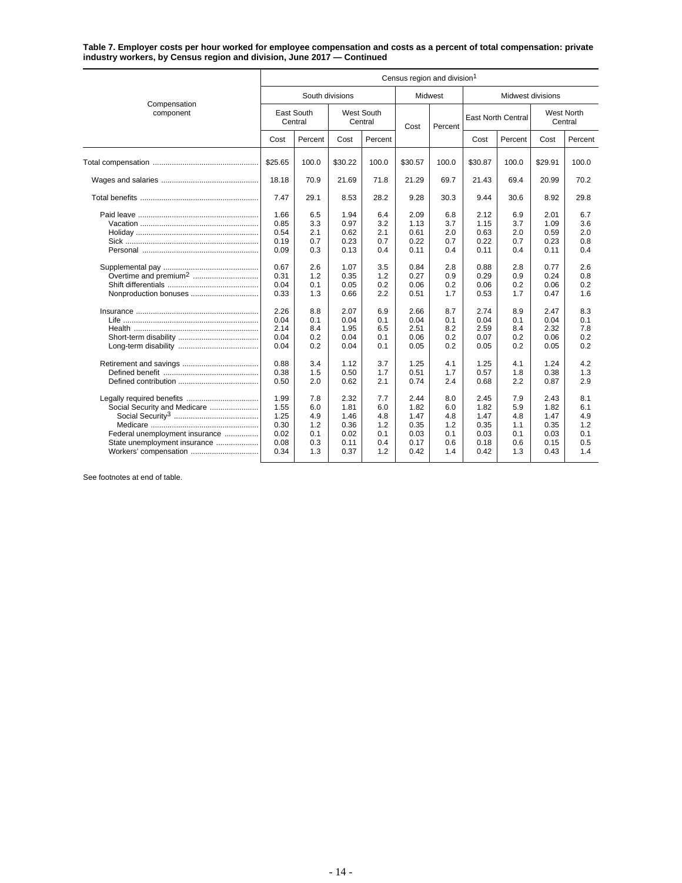**Table 7. Employer costs per hour worked for employee compensation and costs as a percent of total compensation: private industry workers, by Census region and division, June 2017 — Continued**

| Compensation component | Census region and division[1] | | | | | | | | | |
|---|---|---|---|---|---|---|---|---|---|---|
| | South divisions | | | | Midwest | | Midwest divisions | | | |
| | East South Central | | West South Central | | Cost | Percent | East North Central | | West North Central | |
| | Cost | Percent | Cost | Percent | | | Cost | Percent | Cost | Percent |
| Total compensation | $25.65 | 100.0 | $30.22 | 100.0 | $30.57 | 100.0 | $30.87 | 100.0 | $29.91 | 100.0 |
| Wages and salaries | 18.18 | 70.9 | 21.69 | 71.8 | 21.29 | 69.7 | 21.43 | 69.4 | 20.99 | 70.2 |
| Total benefits | 7.47 | 29.1 | 8.53 | 28.2 | 9.28 | 30.3 | 9.44 | 30.6 | 8.92 | 29.8 |
| Paid leave | 1.66 | 6.5 | 1.94 | 6.4 | 2.09 | 6.8 | 2.12 | 6.9 | 2.01 | 6.7 |
| Vacation | 0.85 | 3.3 | 0.97 | 3.2 | 1.13 | 3.7 | 1.15 | 3.7 | 1.09 | 3.6 |
| Holiday | 0.54 | 2.1 | 0.62 | 2.1 | 0.61 | 2.0 | 0.63 | 2.0 | 0.59 | 2.0 |
| Sick | 0.19 | 0.7 | 0.23 | 0.7 | 0.22 | 0.7 | 0.22 | 0.7 | 0.23 | 0.8 |
| Personal | 0.09 | 0.3 | 0.13 | 0.4 | 0.11 | 0.4 | 0.11 | 0.4 | 0.11 | 0.4 |
| Supplemental pay | 0.67 | 2.6 | 1.07 | 3.5 | 0.84 | 2.8 | 0.88 | 2.8 | 0.77 | 2.6 |
| Overtime and premium[2] | 0.31 | 1.2 | 0.35 | 1.2 | 0.27 | 0.9 | 0.29 | 0.9 | 0.24 | 0.8 |
| Shift differentials | 0.04 | 0.1 | 0.05 | 0.2 | 0.06 | 0.2 | 0.06 | 0.2 | 0.06 | 0.2 |
| Nonproduction bonuses | 0.33 | 1.3 | 0.66 | 2.2 | 0.51 | 1.7 | 0.53 | 1.7 | 0.47 | 1.6 |
| Insurance | 2.26 | 8.8 | 2.07 | 6.9 | 2.66 | 8.7 | 2.74 | 8.9 | 2.47 | 8.3 |
| Life | 0.04 | 0.1 | 0.04 | 0.1 | 0.04 | 0.1 | 0.04 | 0.1 | 0.04 | 0.1 |
| Health | 2.14 | 8.4 | 1.95 | 6.5 | 2.51 | 8.2 | 2.59 | 8.4 | 2.32 | 7.8 |
| Short-term disability | 0.04 | 0.2 | 0.04 | 0.1 | 0.06 | 0.2 | 0.07 | 0.2 | 0.06 | 0.2 |
| Long-term disability | 0.04 | 0.2 | 0.04 | 0.1 | 0.05 | 0.2 | 0.05 | 0.2 | 0.05 | 0.2 |
| Retirement and savings | 0.88 | 3.4 | 1.12 | 3.7 | 1.25 | 4.1 | 1.25 | 4.1 | 1.24 | 4.2 |
| Defined benefit | 0.38 | 1.5 | 0.50 | 1.7 | 0.51 | 1.7 | 0.57 | 1.8 | 0.38 | 1.3 |
| Defined contribution | 0.50 | 2.0 | 0.62 | 2.1 | 0.74 | 2.4 | 0.68 | 2.2 | 0.87 | 2.9 |
| Legally required benefits | 1.99 | 7.8 | 2.32 | 7.7 | 2.44 | 8.0 | 2.45 | 7.9 | 2.43 | 8.1 |
| Social Security and Medicare | 1.55 | 6.0 | 1.81 | 6.0 | 1.82 | 6.0 | 1.82 | 5.9 | 1.82 | 6.1 |
| Social Security[3] | 1.25 | 4.9 | 1.46 | 4.8 | 1.47 | 4.8 | 1.47 | 4.8 | 1.47 | 4.9 |
| Medicare | 0.30 | 1.2 | 0.36 | 1.2 | 0.35 | 1.2 | 0.35 | 1.1 | 0.35 | 1.2 |
| Federal unemployment insurance | 0.02 | 0.1 | 0.02 | 0.1 | 0.03 | 0.1 | 0.03 | 0.1 | 0.03 | 0.1 |
| State unemployment insurance | 0.08 | 0.3 | 0.11 | 0.4 | 0.17 | 0.6 | 0.18 | 0.6 | 0.15 | 0.5 |
| Workers' compensation | 0.34 | 1.3 | 0.37 | 1.2 | 0.42 | 1.4 | 0.42 | 1.3 | 0.43 | 1.4 |

See footnotes at end of table.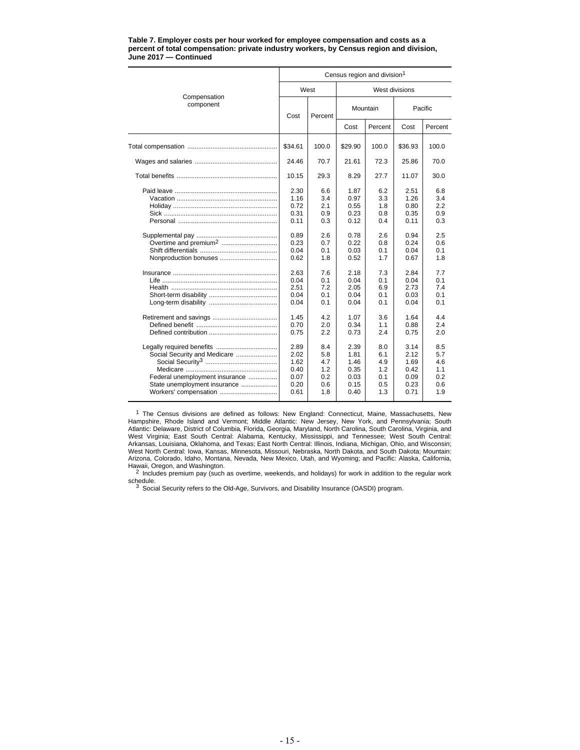**Table 7. Employer costs per hour worked for employee compensation and costs as a percent of total compensation: private industry workers, by Census region and division, June 2017 — Continued**

| Compensation component | Census region and division[1] | | | | | |
|---|---|---|---|---|---|---|
| | West | | West divisions | | | |
| | | | Mountain | | Pacific | |
| | Cost | Percent | Cost | Percent | Cost | Percent |
| Total compensation | $34.61 | 100.0 | $29.90 | 100.0 | $36.93 | 100.0 |
| Wages and salaries | 24.46 | 70.7 | 21.61 | 72.3 | 25.86 | 70.0 |
| Total benefits | 10.15 | 29.3 | 8.29 | 27.7 | 11.07 | 30.0 |
| Paid leave | 2.30 | 6.6 | 1.87 | 6.2 | 2.51 | 6.8 |
| Vacation | 1.16 | 3.4 | 0.97 | 3.3 | 1.26 | 3.4 |
| Holiday | 0.72 | 2.1 | 0.55 | 1.8 | 0.80 | 2.2 |
| Sick | 0.31 | 0.9 | 0.23 | 0.8 | 0.35 | 0.9 |
| Personal | 0.11 | 0.3 | 0.12 | 0.4 | 0.11 | 0.3 |
| Supplemental pay | 0.89 | 2.6 | 0.78 | 2.6 | 0.94 | 2.5 |
| Overtime and premium[2] | 0.23 | 0.7 | 0.22 | 0.8 | 0.24 | 0.6 |
| Shift differentials | 0.04 | 0.1 | 0.03 | 0.1 | 0.04 | 0.1 |
| Nonproduction bonuses | 0.62 | 1.8 | 0.52 | 1.7 | 0.67 | 1.8 |
| Insurance | 2.63 | 7.6 | 2.18 | 7.3 | 2.84 | 7.7 |
| Life | 0.04 | 0.1 | 0.04 | 0.1 | 0.04 | 0.1 |
| Health | 2.51 | 7.2 | 2.05 | 6.9 | 2.73 | 7.4 |
| Short-term disability | 0.04 | 0.1 | 0.04 | 0.1 | 0.03 | 0.1 |
| Long-term disability | 0.04 | 0.1 | 0.04 | 0.1 | 0.04 | 0.1 |
| Retirement and savings | 1.45 | 4.2 | 1.07 | 3.6 | 1.64 | 4.4 |
| Defined benefit | 0.70 | 2.0 | 0.34 | 1.1 | 0.88 | 2.4 |
| Defined contribution | 0.75 | 2.2 | 0.73 | 2.4 | 0.75 | 2.0 |
| Legally required benefits | 2.89 | 8.4 | 2.39 | 8.0 | 3.14 | 8.5 |
| Social Security and Medicare | 2.02 | 5.8 | 1.81 | 6.1 | 2.12 | 5.7 |
| Social Security[3] | 1.62 | 4.7 | 1.46 | 4.9 | 1.69 | 4.6 |
| Medicare | 0.40 | 1.2 | 0.35 | 1.2 | 0.42 | 1.1 |
| Federal unemployment insurance | 0.07 | 0.2 | 0.03 | 0.1 | 0.09 | 0.2 |
| State unemployment insurance | 0.20 | 0.6 | 0.15 | 0.5 | 0.23 | 0.6 |
| Workers' compensation | 0.61 | 1.8 | 0.40 | 1.3 | 0.71 | 1.9 |

[1] The Census divisions are defined as follows: New England: Connecticut, Maine, Massachusetts, New Hampshire, Rhode Island and Vermont; Middle Atlantic: New Jersey, New York, and Pennsylvania; South Atlantic: Delaware, District of Columbia, Florida, Georgia, Maryland, North Carolina, South Carolina, Virginia, and West Virginia; East South Central: Alabama, Kentucky, Mississippi, and Tennessee; West South Central: Arkansas, Louisiana, Oklahoma, and Texas; East North Central: Illinois, Indiana, Michigan, Ohio, and Wisconsin; West North Central: Iowa, Kansas, Minnesota, Missouri, Nebraska, North Dakota, and South Dakota; Mountain: Arizona, Colorado, Idaho, Montana, Nevada, New Mexico, Utah, and Wyoming; and Pacific: Alaska, California, Hawaii, Oregon, and Washington.

[2] Includes premium pay (such as overtime, weekends, and holidays) for work in addition to the regular work schedule.

[3] Social Security refers to the Old-Age, Survivors, and Disability Insurance (OASDI) program.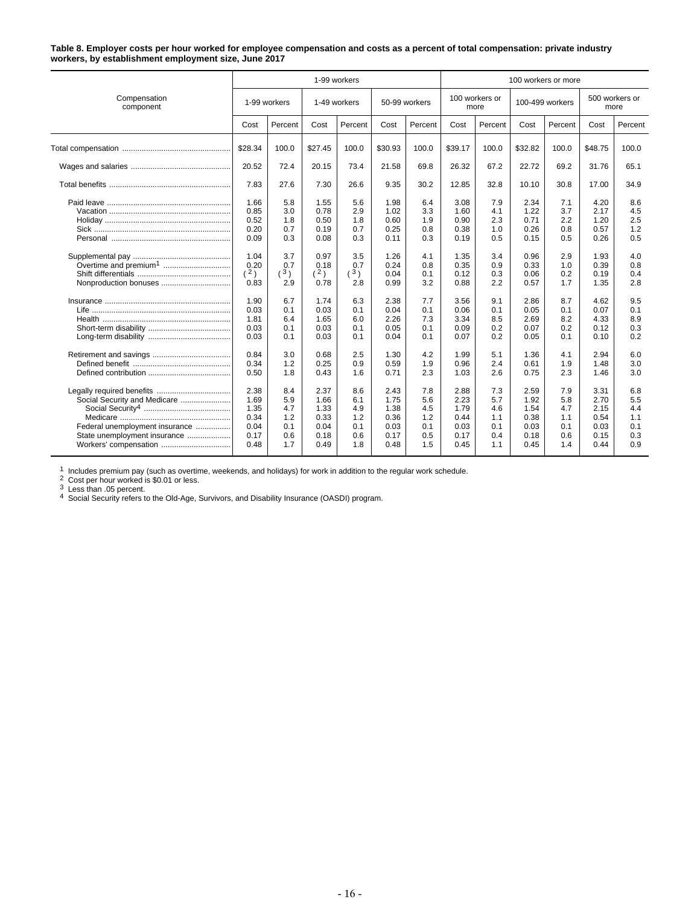**Table 8. Employer costs per hour worked for employee compensation and costs as a percent of total compensation: private industry workers, by establishment employment size, June 2017**

| Compensation component | 1-99 workers | | | | | | 100 workers or more | | | | | |
|---|---|---|---|---|---|---|---|---|---|---|---|---|
| | 1-99 workers | | 1-49 workers | | 50-99 workers | | 100 workers or more | | 100-499 workers | | 500 workers or more | |
| | Cost | Percent | Cost | Percent | Cost | Percent | Cost | Percent | Cost | Percent | Cost | Percent |
| Total compensation | $28.34 | 100.0 | $27.45 | 100.0 | $30.93 | 100.0 | $39.17 | 100.0 | $32.82 | 100.0 | $48.75 | 100.0 |
| Wages and salaries | 20.52 | 72.4 | 20.15 | 73.4 | 21.58 | 69.8 | 26.32 | 67.2 | 22.72 | 69.2 | 31.76 | 65.1 |
| Total benefits | 7.83 | 27.6 | 7.30 | 26.6 | 9.35 | 30.2 | 12.85 | 32.8 | 10.10 | 30.8 | 17.00 | 34.9 |
| Paid leave | 1.66 | 5.8 | 1.55 | 5.6 | 1.98 | 6.4 | 3.08 | 7.9 | 2.34 | 7.1 | 4.20 | 8.6 |
| Vacation | 0.85 | 3.0 | 0.78 | 2.9 | 1.02 | 3.3 | 1.60 | 4.1 | 1.22 | 3.7 | 2.17 | 4.5 |
| Holiday | 0.52 | 1.8 | 0.50 | 1.8 | 0.60 | 1.9 | 0.90 | 2.3 | 0.71 | 2.2 | 1.20 | 2.5 |
| Sick | 0.20 | 0.7 | 0.19 | 0.7 | 0.25 | 0.8 | 0.38 | 1.0 | 0.26 | 0.8 | 0.57 | 1.2 |
| Personal | 0.09 | 0.3 | 0.08 | 0.3 | 0.11 | 0.3 | 0.19 | 0.5 | 0.15 | 0.5 | 0.26 | 0.5 |
| Supplemental pay | 1.04 | 3.7 | 0.97 | 3.5 | 1.26 | 4.1 | 1.35 | 3.4 | 0.96 | 2.9 | 1.93 | 4.0 |
| Overtime and premium[1] | 0.20 | 0.7 | 0.18 | 0.7 | 0.24 | 0.8 | 0.35 | 0.9 | 0.33 | 1.0 | 0.39 | 0.8 |
| Shift differentials | ( [2] ) | ( [3] ) | ( [2] ) | ( [3] ) | 0.04 | 0.1 | 0.12 | 0.3 | 0.06 | 0.2 | 0.19 | 0.4 |
| Nonproduction bonuses | 0.83 | 2.9 | 0.78 | 2.8 | 0.99 | 3.2 | 0.88 | 2.2 | 0.57 | 1.7 | 1.35 | 2.8 |
| Insurance | 1.90 | 6.7 | 1.74 | 6.3 | 2.38 | 7.7 | 3.56 | 9.1 | 2.86 | 8.7 | 4.62 | 9.5 |
| Life | 0.03 | 0.1 | 0.03 | 0.1 | 0.04 | 0.1 | 0.06 | 0.1 | 0.05 | 0.1 | 0.07 | 0.1 |
| Health | 1.81 | 6.4 | 1.65 | 6.0 | 2.26 | 7.3 | 3.34 | 8.5 | 2.69 | 8.2 | 4.33 | 8.9 |
| Short-term disability | 0.03 | 0.1 | 0.03 | 0.1 | 0.05 | 0.1 | 0.09 | 0.2 | 0.07 | 0.2 | 0.12 | 0.3 |
| Long-term disability | 0.03 | 0.1 | 0.03 | 0.1 | 0.04 | 0.1 | 0.07 | 0.2 | 0.05 | 0.1 | 0.10 | 0.2 |
| Retirement and savings | 0.84 | 3.0 | 0.68 | 2.5 | 1.30 | 4.2 | 1.99 | 5.1 | 1.36 | 4.1 | 2.94 | 6.0 |
| Defined benefit | 0.34 | 1.2 | 0.25 | 0.9 | 0.59 | 1.9 | 0.96 | 2.4 | 0.61 | 1.9 | 1.48 | 3.0 |
| Defined contribution | 0.50 | 1.8 | 0.43 | 1.6 | 0.71 | 2.3 | 1.03 | 2.6 | 0.75 | 2.3 | 1.46 | 3.0 |
| Legally required benefits | 2.38 | 8.4 | 2.37 | 8.6 | 2.43 | 7.8 | 2.88 | 7.3 | 2.59 | 7.9 | 3.31 | 6.8 |
| Social Security and Medicare | 1.69 | 5.9 | 1.66 | 6.1 | 1.75 | 5.6 | 2.23 | 5.7 | 1.92 | 5.8 | 2.70 | 5.5 |
| Social Security[4] | 1.35 | 4.7 | 1.33 | 4.9 | 1.38 | 4.5 | 1.79 | 4.6 | 1.54 | 4.7 | 2.15 | 4.4 |
| Medicare | 0.34 | 1.2 | 0.33 | 1.2 | 0.36 | 1.2 | 0.44 | 1.1 | 0.38 | 1.1 | 0.54 | 1.1 |
| Federal unemployment insurance | 0.04 | 0.1 | 0.04 | 0.1 | 0.03 | 0.1 | 0.03 | 0.1 | 0.03 | 0.1 | 0.03 | 0.1 |
| State unemployment insurance | 0.17 | 0.6 | 0.18 | 0.6 | 0.17 | 0.5 | 0.17 | 0.4 | 0.18 | 0.6 | 0.15 | 0.3 |
| Workers' compensation | 0.48 | 1.7 | 0.49 | 1.8 | 0.48 | 1.5 | 0.45 | 1.1 | 0.45 | 1.4 | 0.44 | 0.9 |

[1] Includes premium pay (such as overtime, weekends, and holidays) for work in addition to the regular work schedule.
[2] Cost per hour worked is $0.01 or less.
[3] Less than .05 percent.
[4] Social Security refers to the Old-Age, Survivors, and Disability Insurance (OASDI) program.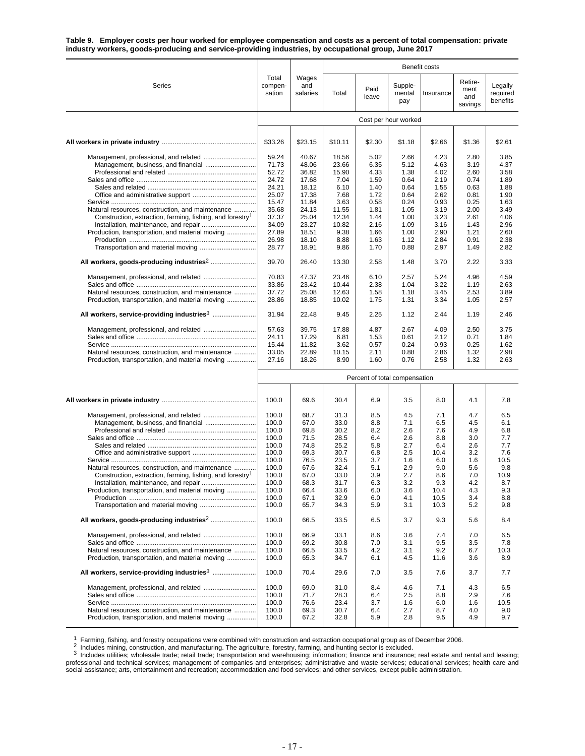**Table 9. Employer costs per hour worked for employee compensation and costs as a percent of total compensation: private industry workers, goods-producing and service-providing industries, by occupational group, June 2017**

| Series | Total compen-sation | Wages and salaries | Benefit costs | | | | | |
|---|---|---|---|---|---|---|---|---|
| | | | Total | Paid leave | Supple-mental pay | Insurance | Retire-ment and savings | Legally required benefits |
| | Cost per hour worked | | | | | | | |
| **All workers in private industry** | $33.26 | $23.15 | $10.11 | $2.30 | $1.18 | $2.66 | $1.36 | $2.61 |
| Management, professional, and related | 59.24 | 40.67 | 18.56 | 5.02 | 2.66 | 4.23 | 2.80 | 3.85 |
| Management, business, and financial | 71.73 | 48.06 | 23.66 | 6.35 | 5.12 | 4.63 | 3.19 | 4.37 |
| Professional and related | 52.72 | 36.82 | 15.90 | 4.33 | 1.38 | 4.02 | 2.60 | 3.58 |
| Sales and office | 24.72 | 17.68 | 7.04 | 1.59 | 0.64 | 2.19 | 0.74 | 1.89 |
| Sales and related | 24.21 | 18.12 | 6.10 | 1.40 | 0.64 | 1.55 | 0.63 | 1.88 |
| Office and administrative support | 25.07 | 17.38 | 7.68 | 1.72 | 0.64 | 2.62 | 0.81 | 1.90 |
| Service | 15.47 | 11.84 | 3.63 | 0.58 | 0.24 | 0.93 | 0.25 | 1.63 |
| Natural resources, construction, and maintenance | 35.68 | 24.13 | 11.55 | 1.81 | 1.05 | 3.19 | 2.00 | 3.49 |
| Construction, extraction, farming, fishing, and forestry[1] | 37.37 | 25.04 | 12.34 | 1.44 | 1.00 | 3.23 | 2.61 | 4.06 |
| Installation, maintenance, and repair | 34.09 | 23.27 | 10.82 | 2.16 | 1.09 | 3.16 | 1.43 | 2.96 |
| Production, transportation, and material moving | 27.89 | 18.51 | 9.38 | 1.66 | 1.00 | 2.90 | 1.21 | 2.60 |
| Production | 26.98 | 18.10 | 8.88 | 1.63 | 1.12 | 2.84 | 0.91 | 2.38 |
| Transportation and material moving | 28.77 | 18.91 | 9.86 | 1.70 | 0.88 | 2.97 | 1.49 | 2.82 |
| **All workers, goods-producing industries[2]** | 39.70 | 26.40 | 13.30 | 2.58 | 1.48 | 3.70 | 2.22 | 3.33 |
| Management, professional, and related | 70.83 | 47.37 | 23.46 | 6.10 | 2.57 | 5.24 | 4.96 | 4.59 |
| Sales and office | 33.86 | 23.42 | 10.44 | 2.38 | 1.04 | 3.22 | 1.19 | 2.63 |
| Natural resources, construction, and maintenance | 37.72 | 25.08 | 12.63 | 1.58 | 1.18 | 3.45 | 2.53 | 3.89 |
| Production, transportation, and material moving | 28.86 | 18.85 | 10.02 | 1.75 | 1.31 | 3.34 | 1.05 | 2.57 |
| **All workers, service-providing industries[3]** | 31.94 | 22.48 | 9.45 | 2.25 | 1.12 | 2.44 | 1.19 | 2.46 |
| Management, professional, and related | 57.63 | 39.75 | 17.88 | 4.87 | 2.67 | 4.09 | 2.50 | 3.75 |
| Sales and office | 24.11 | 17.29 | 6.81 | 1.53 | 0.61 | 2.12 | 0.71 | 1.84 |
| Service | 15.44 | 11.82 | 3.62 | 0.57 | 0.24 | 0.93 | 0.25 | 1.62 |
| Natural resources, construction, and maintenance | 33.05 | 22.89 | 10.15 | 2.11 | 0.88 | 2.86 | 1.32 | 2.98 |
| Production, transportation, and material moving | 27.16 | 18.26 | 8.90 | 1.60 | 0.76 | 2.58 | 1.32 | 2.63 |
| | Percent of total compensation | | | | | | | |
| **All workers in private industry** | 100.0 | 69.6 | 30.4 | 6.9 | 3.5 | 8.0 | 4.1 | 7.8 |
| Management, professional, and related | 100.0 | 68.7 | 31.3 | 8.5 | 4.5 | 7.1 | 4.7 | 6.5 |
| Management, business, and financial | 100.0 | 67.0 | 33.0 | 8.8 | 7.1 | 6.5 | 4.5 | 6.1 |
| Professional and related | 100.0 | 69.8 | 30.2 | 8.2 | 2.6 | 7.6 | 4.9 | 6.8 |
| Sales and office | 100.0 | 71.5 | 28.5 | 6.4 | 2.6 | 8.8 | 3.0 | 7.7 |
| Sales and related | 100.0 | 74.8 | 25.2 | 5.8 | 2.7 | 6.4 | 2.6 | 7.7 |
| Office and administrative support | 100.0 | 69.3 | 30.7 | 6.8 | 2.5 | 10.4 | 3.2 | 7.6 |
| Service | 100.0 | 76.5 | 23.5 | 3.7 | 1.6 | 6.0 | 1.6 | 10.5 |
| Natural resources, construction, and maintenance | 100.0 | 67.6 | 32.4 | 5.1 | 2.9 | 9.0 | 5.6 | 9.8 |
| Construction, extraction, farming, fishing, and forestry[1] | 100.0 | 67.0 | 33.0 | 3.9 | 2.7 | 8.6 | 7.0 | 10.9 |
| Installation, maintenance, and repair | 100.0 | 68.3 | 31.7 | 6.3 | 3.2 | 9.3 | 4.2 | 8.7 |
| Production, transportation, and material moving | 100.0 | 66.4 | 33.6 | 6.0 | 3.6 | 10.4 | 4.3 | 9.3 |
| Production | 100.0 | 67.1 | 32.9 | 6.0 | 4.1 | 10.5 | 3.4 | 8.8 |
| Transportation and material moving | 100.0 | 65.7 | 34.3 | 5.9 | 3.1 | 10.3 | 5.2 | 9.8 |
| **All workers, goods-producing industries[2]** | 100.0 | 66.5 | 33.5 | 6.5 | 3.7 | 9.3 | 5.6 | 8.4 |
| Management, professional, and related | 100.0 | 66.9 | 33.1 | 8.6 | 3.6 | 7.4 | 7.0 | 6.5 |
| Sales and office | 100.0 | 69.2 | 30.8 | 7.0 | 3.1 | 9.5 | 3.5 | 7.8 |
| Natural resources, construction, and maintenance | 100.0 | 66.5 | 33.5 | 4.2 | 3.1 | 9.2 | 6.7 | 10.3 |
| Production, transportation, and material moving | 100.0 | 65.3 | 34.7 | 6.1 | 4.5 | 11.6 | 3.6 | 8.9 |
| **All workers, service-providing industries[3]** | 100.0 | 70.4 | 29.6 | 7.0 | 3.5 | 7.6 | 3.7 | 7.7 |
| Management, professional, and related | 100.0 | 69.0 | 31.0 | 8.4 | 4.6 | 7.1 | 4.3 | 6.5 |
| Sales and office | 100.0 | 71.7 | 28.3 | 6.4 | 2.5 | 8.8 | 2.9 | 7.6 |
| Service | 100.0 | 76.6 | 23.4 | 3.7 | 1.6 | 6.0 | 1.6 | 10.5 |
| Natural resources, construction, and maintenance | 100.0 | 69.3 | 30.7 | 6.4 | 2.7 | 8.7 | 4.0 | 9.0 |
| Production, transportation, and material moving | 100.0 | 67.2 | 32.8 | 5.9 | 2.8 | 9.5 | 4.9 | 9.7 |

[1] Farming, fishing, and forestry occupations were combined with construction and extraction occupational group as of December 2006.

[2] Includes mining, construction, and manufacturing. The agriculture, forestry, farming, and hunting sector is excluded.

[3] Includes utilities; wholesale trade; retail trade; transportation and warehousing; information; finance and insurance; real estate and rental and leasing; professional and technical services; management of companies and enterprises; administrative and waste services; educational services; health care and social assistance; arts, entertainment and recreation; accommodation and food services; and other services, except public administration.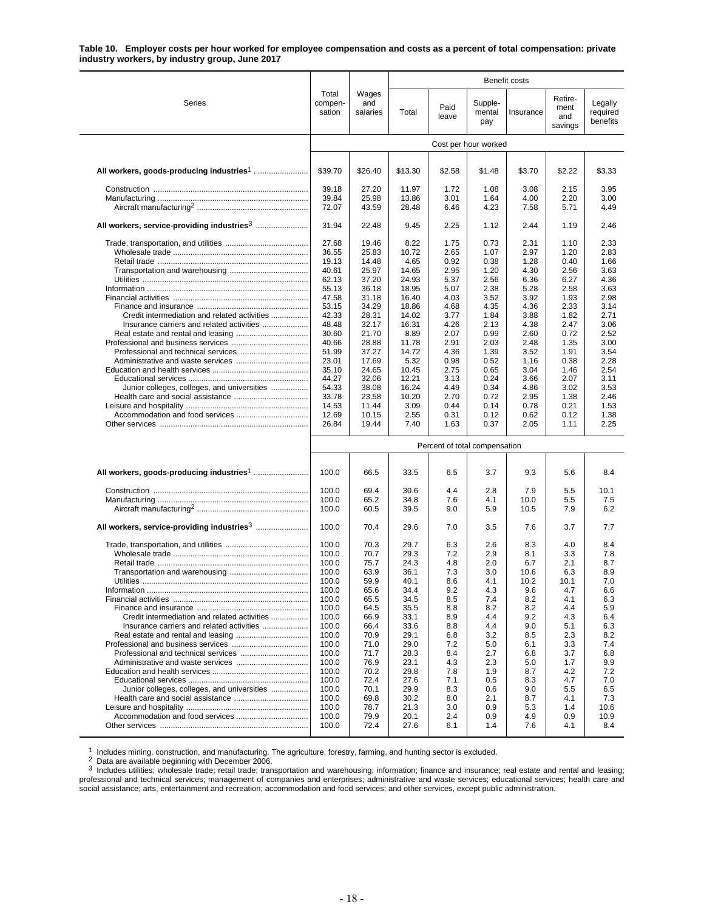**Table 10. Employer costs per hour worked for employee compensation and costs as a percent of total compensation: private industry workers, by industry group, June 2017**

| Series | Total compensation | Wages and salaries | Benefit costs: Total | Paid leave | Supplemental pay | Insurance | Retirement and savings | Legally required benefits |
|---|---|---|---|---|---|---|---|---|
| | Cost per hour worked | | | | | | | |
| **All workers, goods-producing industries**[1] | $39.70 | $26.40 | $13.30 | $2.58 | $1.48 | $3.70 | $2.22 | $3.33 |
| Construction | 39.18 | 27.20 | 11.97 | 1.72 | 1.08 | 3.08 | 2.15 | 3.95 |
| Manufacturing | 39.84 | 25.98 | 13.86 | 3.01 | 1.64 | 4.00 | 2.20 | 3.00 |
| Aircraft manufacturing[2] | 72.07 | 43.59 | 28.48 | 6.46 | 4.23 | 7.58 | 5.71 | 4.49 |
| **All workers, service-providing industries**[3] | 31.94 | 22.48 | 9.45 | 2.25 | 1.12 | 2.44 | 1.19 | 2.46 |
| Trade, transportation, and utilities | 27.68 | 19.46 | 8.22 | 1.75 | 0.73 | 2.31 | 1.10 | 2.33 |
| Wholesale trade | 36.55 | 25.83 | 10.72 | 2.65 | 1.07 | 2.97 | 1.20 | 2.83 |
| Retail trade | 19.13 | 14.48 | 4.65 | 0.92 | 0.38 | 1.28 | 0.40 | 1.66 |
| Transportation and warehousing | 40.61 | 25.97 | 14.65 | 2.95 | 1.20 | 4.30 | 2.56 | 3.63 |
| Utilities | 62.13 | 37.20 | 24.93 | 5.37 | 2.56 | 6.36 | 6.27 | 4.36 |
| Information | 55.13 | 36.18 | 18.95 | 5.07 | 2.38 | 5.28 | 2.58 | 3.63 |
| Financial activities | 47.58 | 31.18 | 16.40 | 4.03 | 3.52 | 3.92 | 1.93 | 2.98 |
| Finance and insurance | 53.15 | 34.29 | 18.86 | 4.68 | 4.35 | 4.36 | 2.33 | 3.14 |
| Credit intermediation and related activities | 42.33 | 28.31 | 14.02 | 3.77 | 1.84 | 3.88 | 1.82 | 2.71 |
| Insurance carriers and related activities | 48.48 | 32.17 | 16.31 | 4.26 | 2.13 | 4.38 | 2.47 | 3.06 |
| Real estate and rental and leasing | 30.60 | 21.70 | 8.89 | 2.07 | 0.99 | 2.60 | 0.72 | 2.52 |
| Professional and business services | 40.66 | 28.88 | 11.78 | 2.91 | 2.03 | 2.48 | 1.35 | 3.00 |
| Professional and technical services | 51.99 | 37.27 | 14.72 | 4.36 | 1.39 | 3.52 | 1.91 | 3.54 |
| Administrative and waste services | 23.01 | 17.69 | 5.32 | 0.98 | 0.52 | 1.16 | 0.38 | 2.28 |
| Education and health services | 35.10 | 24.65 | 10.45 | 2.75 | 0.65 | 3.04 | 1.46 | 2.54 |
| Educational services | 44.27 | 32.06 | 12.21 | 3.13 | 0.24 | 3.66 | 2.07 | 3.11 |
| Junior colleges, colleges, and universities | 54.33 | 38.08 | 16.24 | 4.49 | 0.34 | 4.86 | 3.02 | 3.53 |
| Health care and social assistance | 33.78 | 23.58 | 10.20 | 2.70 | 0.72 | 2.95 | 1.38 | 2.46 |
| Leisure and hospitality | 14.53 | 11.44 | 3.09 | 0.44 | 0.14 | 0.78 | 0.21 | 1.53 |
| Accommodation and food services | 12.69 | 10.15 | 2.55 | 0.31 | 0.12 | 0.62 | 0.12 | 1.38 |
| Other services | 26.84 | 19.44 | 7.40 | 1.63 | 0.37 | 2.05 | 1.11 | 2.25 |
| | Percent of total compensation | | | | | | | |
| **All workers, goods-producing industries**[1] | 100.0 | 66.5 | 33.5 | 6.5 | 3.7 | 9.3 | 5.6 | 8.4 |
| Construction | 100.0 | 69.4 | 30.6 | 4.4 | 2.8 | 7.9 | 5.5 | 10.1 |
| Manufacturing | 100.0 | 65.2 | 34.8 | 7.6 | 4.1 | 10.0 | 5.5 | 7.5 |
| Aircraft manufacturing[2] | 100.0 | 60.5 | 39.5 | 9.0 | 5.9 | 10.5 | 7.9 | 6.2 |
| **All workers, service-providing industries**[3] | 100.0 | 70.4 | 29.6 | 7.0 | 3.5 | 7.6 | 3.7 | 7.7 |
| Trade, transportation, and utilities | 100.0 | 70.3 | 29.7 | 6.3 | 2.6 | 8.3 | 4.0 | 8.4 |
| Wholesale trade | 100.0 | 70.7 | 29.3 | 7.2 | 2.9 | 8.1 | 3.3 | 7.8 |
| Retail trade | 100.0 | 75.7 | 24.3 | 4.8 | 2.0 | 6.7 | 2.1 | 8.7 |
| Transportation and warehousing | 100.0 | 63.9 | 36.1 | 7.3 | 3.0 | 10.6 | 6.3 | 8.9 |
| Utilities | 100.0 | 59.9 | 40.1 | 8.6 | 4.1 | 10.2 | 10.1 | 7.0 |
| Information | 100.0 | 65.6 | 34.4 | 9.2 | 4.3 | 9.6 | 4.7 | 6.6 |
| Financial activities | 100.0 | 65.5 | 34.5 | 8.5 | 7.4 | 8.2 | 4.1 | 6.3 |
| Finance and insurance | 100.0 | 64.5 | 35.5 | 8.8 | 8.2 | 8.2 | 4.4 | 5.9 |
| Credit intermediation and related activities | 100.0 | 66.9 | 33.1 | 8.9 | 4.4 | 9.2 | 4.3 | 6.4 |
| Insurance carriers and related activities | 100.0 | 66.4 | 33.6 | 8.8 | 4.4 | 9.0 | 5.1 | 6.3 |
| Real estate and rental and leasing | 100.0 | 70.9 | 29.1 | 6.8 | 3.2 | 8.5 | 2.3 | 8.2 |
| Professional and business services | 100.0 | 71.0 | 29.0 | 7.2 | 5.0 | 6.1 | 3.3 | 7.4 |
| Professional and technical services | 100.0 | 71.7 | 28.3 | 8.4 | 2.7 | 6.8 | 3.7 | 6.8 |
| Administrative and waste services | 100.0 | 76.9 | 23.1 | 4.3 | 2.3 | 5.0 | 1.7 | 9.9 |
| Education and health services | 100.0 | 70.2 | 29.8 | 7.8 | 1.9 | 8.7 | 4.2 | 7.2 |
| Educational services | 100.0 | 72.4 | 27.6 | 7.1 | 0.5 | 8.3 | 4.7 | 7.0 |
| Junior colleges, colleges, and universities | 100.0 | 70.1 | 29.9 | 8.3 | 0.6 | 9.0 | 5.5 | 6.5 |
| Health care and social assistance | 100.0 | 69.8 | 30.2 | 8.0 | 2.1 | 8.7 | 4.1 | 7.3 |
| Leisure and hospitality | 100.0 | 78.7 | 21.3 | 3.0 | 0.9 | 5.3 | 1.4 | 10.6 |
| Accommodation and food services | 100.0 | 79.9 | 20.1 | 2.4 | 0.9 | 4.9 | 0.9 | 10.9 |
| Other services | 100.0 | 72.4 | 27.6 | 6.1 | 1.4 | 7.6 | 4.1 | 8.4 |

[1] Includes mining, construction, and manufacturing. The agriculture, forestry, farming, and hunting sector is excluded.

[2] Data are available beginning with December 2006.

[3] Includes utilities; wholesale trade; retail trade; transportation and warehousing; information; finance and insurance; real estate and rental and leasing; professional and technical services; management of companies and enterprises; administrative and waste services; educational services; health care and social assistance; arts, entertainment and recreation; accommodation and food services; and other services, except public administration.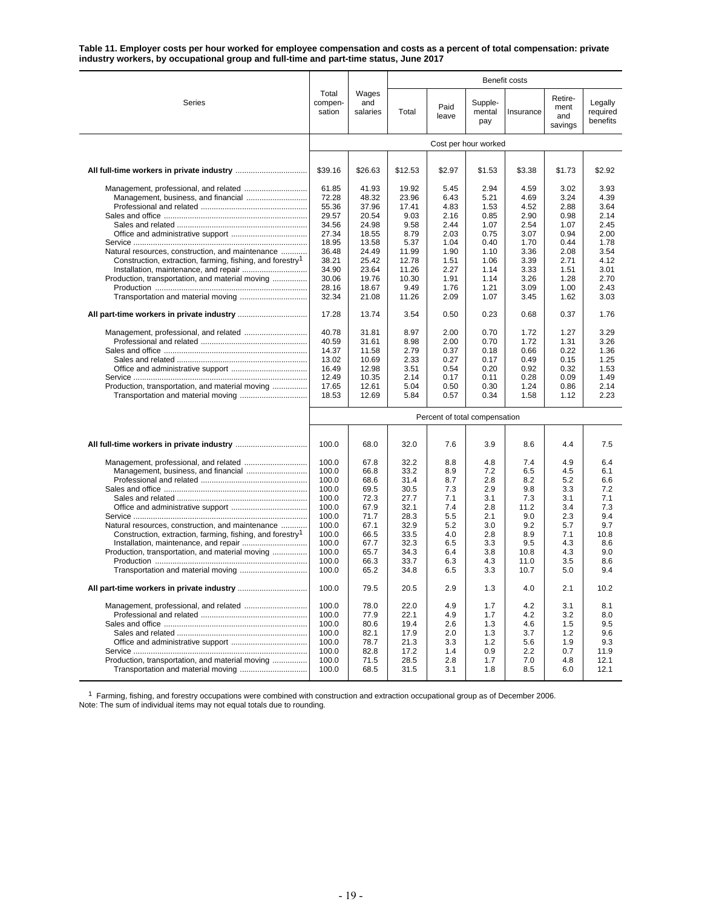**Table 11. Employer costs per hour worked for employee compensation and costs as a percent of total compensation: private industry workers, by occupational group and full-time and part-time status, June 2017**

| Series | Total compensation | Wages and salaries | Benefit costs | | | | | |
|---|---|---|---|---|---|---|---|---|
| | | | Total | Paid leave | Supplemental pay | Insurance | Retirement and savings | Legally required benefits |
| | Cost per hour worked | | | | | | | |
| **All full-time workers in private industry** | $39.16 | $26.63 | $12.53 | $2.97 | $1.53 | $3.38 | $1.73 | $2.92 |
| Management, professional, and related | 61.85 | 41.93 | 19.92 | 5.45 | 2.94 | 4.59 | 3.02 | 3.93 |
| Management, business, and financial | 72.28 | 48.32 | 23.96 | 6.43 | 5.21 | 4.69 | 3.24 | 4.39 |
| Professional and related | 55.36 | 37.96 | 17.41 | 4.83 | 1.53 | 4.52 | 2.88 | 3.64 |
| Sales and office | 29.57 | 20.54 | 9.03 | 2.16 | 0.85 | 2.90 | 0.98 | 2.14 |
| Sales and related | 34.56 | 24.98 | 9.58 | 2.44 | 1.07 | 2.54 | 1.07 | 2.45 |
| Office and administrative support | 27.34 | 18.55 | 8.79 | 2.03 | 0.75 | 3.07 | 0.94 | 2.00 |
| Service | 18.95 | 13.58 | 5.37 | 1.04 | 0.40 | 1.70 | 0.44 | 1.78 |
| Natural resources, construction, and maintenance | 36.48 | 24.49 | 11.99 | 1.90 | 1.10 | 3.36 | 2.08 | 3.54 |
| Construction, extraction, farming, fishing, and forestry[1] | 38.21 | 25.42 | 12.78 | 1.51 | 1.06 | 3.39 | 2.71 | 4.12 |
| Installation, maintenance, and repair | 34.90 | 23.64 | 11.26 | 2.27 | 1.14 | 3.33 | 1.51 | 3.01 |
| Production, transportation, and material moving | 30.06 | 19.76 | 10.30 | 1.91 | 1.14 | 3.26 | 1.28 | 2.70 |
| Production | 28.16 | 18.67 | 9.49 | 1.76 | 1.21 | 3.09 | 1.00 | 2.43 |
| Transportation and material moving | 32.34 | 21.08 | 11.26 | 2.09 | 1.07 | 3.45 | 1.62 | 3.03 |
| **All part-time workers in private industry** | 17.28 | 13.74 | 3.54 | 0.50 | 0.23 | 0.68 | 0.37 | 1.76 |
| Management, professional, and related | 40.78 | 31.81 | 8.97 | 2.00 | 0.70 | 1.72 | 1.27 | 3.29 |
| Professional and related | 40.59 | 31.61 | 8.98 | 2.00 | 0.70 | 1.72 | 1.31 | 3.26 |
| Sales and office | 14.37 | 11.58 | 2.79 | 0.37 | 0.18 | 0.66 | 0.22 | 1.36 |
| Sales and related | 13.02 | 10.69 | 2.33 | 0.27 | 0.17 | 0.49 | 0.15 | 1.25 |
| Office and administrative support | 16.49 | 12.98 | 3.51 | 0.54 | 0.20 | 0.92 | 0.32 | 1.53 |
| Service | 12.49 | 10.35 | 2.14 | 0.17 | 0.11 | 0.28 | 0.09 | 1.49 |
| Production, transportation, and material moving | 17.65 | 12.61 | 5.04 | 0.50 | 0.30 | 1.24 | 0.86 | 2.14 |
| Transportation and material moving | 18.53 | 12.69 | 5.84 | 0.57 | 0.34 | 1.58 | 1.12 | 2.23 |
| | Percent of total compensation | | | | | | | |
| **All full-time workers in private industry** | 100.0 | 68.0 | 32.0 | 7.6 | 3.9 | 8.6 | 4.4 | 7.5 |
| Management, professional, and related | 100.0 | 67.8 | 32.2 | 8.8 | 4.8 | 7.4 | 4.9 | 6.4 |
| Management, business, and financial | 100.0 | 66.8 | 33.2 | 8.9 | 7.2 | 6.5 | 4.5 | 6.1 |
| Professional and related | 100.0 | 68.6 | 31.4 | 8.7 | 2.8 | 8.2 | 5.2 | 6.6 |
| Sales and office | 100.0 | 69.5 | 30.5 | 7.3 | 2.9 | 9.8 | 3.3 | 7.2 |
| Sales and related | 100.0 | 72.3 | 27.7 | 7.1 | 3.1 | 7.3 | 3.1 | 7.1 |
| Office and administrative support | 100.0 | 67.9 | 32.1 | 7.4 | 2.8 | 11.2 | 3.4 | 7.3 |
| Service | 100.0 | 71.7 | 28.3 | 5.5 | 2.1 | 9.0 | 2.3 | 9.4 |
| Natural resources, construction, and maintenance | 100.0 | 67.1 | 32.9 | 5.2 | 3.0 | 9.2 | 5.7 | 9.7 |
| Construction, extraction, farming, fishing, and forestry[1] | 100.0 | 66.5 | 33.5 | 4.0 | 2.8 | 8.9 | 7.1 | 10.8 |
| Installation, maintenance, and repair | 100.0 | 67.7 | 32.3 | 6.5 | 3.3 | 9.5 | 4.3 | 8.6 |
| Production, transportation, and material moving | 100.0 | 65.7 | 34.3 | 6.4 | 3.8 | 10.8 | 4.3 | 9.0 |
| Production | 100.0 | 66.3 | 33.7 | 6.3 | 4.3 | 11.0 | 3.5 | 8.6 |
| Transportation and material moving | 100.0 | 65.2 | 34.8 | 6.5 | 3.3 | 10.7 | 5.0 | 9.4 |
| **All part-time workers in private industry** | 100.0 | 79.5 | 20.5 | 2.9 | 1.3 | 4.0 | 2.1 | 10.2 |
| Management, professional, and related | 100.0 | 78.0 | 22.0 | 4.9 | 1.7 | 4.2 | 3.1 | 8.1 |
| Professional and related | 100.0 | 77.9 | 22.1 | 4.9 | 1.7 | 4.2 | 3.2 | 8.0 |
| Sales and office | 100.0 | 80.6 | 19.4 | 2.6 | 1.3 | 4.6 | 1.5 | 9.5 |
| Sales and related | 100.0 | 82.1 | 17.9 | 2.0 | 1.3 | 3.7 | 1.2 | 9.6 |
| Office and administrative support | 100.0 | 78.7 | 21.3 | 3.3 | 1.2 | 5.6 | 1.9 | 9.3 |
| Service | 100.0 | 82.8 | 17.2 | 1.4 | 0.9 | 2.2 | 0.7 | 11.9 |
| Production, transportation, and material moving | 100.0 | 71.5 | 28.5 | 2.8 | 1.7 | 7.0 | 4.8 | 12.1 |
| Transportation and material moving | 100.0 | 68.5 | 31.5 | 3.1 | 1.8 | 8.5 | 6.0 | 12.1 |

[1] Farming, fishing, and forestry occupations were combined with construction and extraction occupational group as of December 2006.

Note: The sum of individual items may not equal totals due to rounding.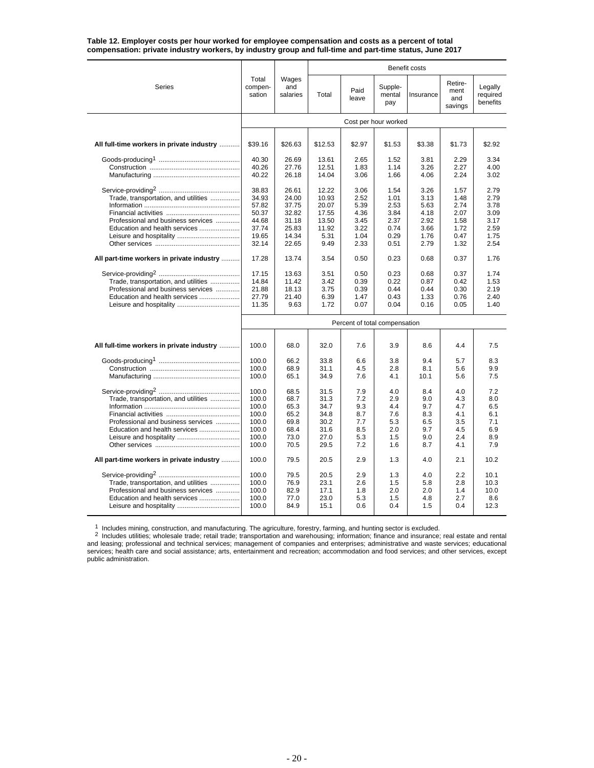**Table 12. Employer costs per hour worked for employee compensation and costs as a percent of total compensation: private industry workers, by industry group and full-time and part-time status, June 2017**

| Series | Total compen-sation | Wages and salaries | Benefit costs | | | | | |
|---|---|---|---|---|---|---|---|---|
| | | | Total | Paid leave | Supple-mental pay | Insurance | Retire-ment and savings | Legally required benefits |
| | Cost per hour worked | | | | | | | |
| **All full-time workers in private industry** | $39.16 | $26.63 | $12.53 | $2.97 | $1.53 | $3.38 | $1.73 | $2.92 |
| Goods-producing[1] | 40.30 | 26.69 | 13.61 | 2.65 | 1.52 | 3.81 | 2.29 | 3.34 |
| Construction | 40.26 | 27.76 | 12.51 | 1.83 | 1.14 | 3.26 | 2.27 | 4.00 |
| Manufacturing | 40.22 | 26.18 | 14.04 | 3.06 | 1.66 | 4.06 | 2.24 | 3.02 |
| Service-providing[2] | 38.83 | 26.61 | 12.22 | 3.06 | 1.54 | 3.26 | 1.57 | 2.79 |
| Trade, transportation, and utilities | 34.93 | 24.00 | 10.93 | 2.52 | 1.01 | 3.13 | 1.48 | 2.79 |
| Information | 57.82 | 37.75 | 20.07 | 5.39 | 2.53 | 5.63 | 2.74 | 3.78 |
| Financial activities | 50.37 | 32.82 | 17.55 | 4.36 | 3.84 | 4.18 | 2.07 | 3.09 |
| Professional and business services | 44.68 | 31.18 | 13.50 | 3.45 | 2.37 | 2.92 | 1.58 | 3.17 |
| Education and health services | 37.74 | 25.83 | 11.92 | 3.22 | 0.74 | 3.66 | 1.72 | 2.59 |
| Leisure and hospitality | 19.65 | 14.34 | 5.31 | 1.04 | 0.29 | 1.76 | 0.47 | 1.75 |
| Other services | 32.14 | 22.65 | 9.49 | 2.33 | 0.51 | 2.79 | 1.32 | 2.54 |
| **All part-time workers in private industry** | 17.28 | 13.74 | 3.54 | 0.50 | 0.23 | 0.68 | 0.37 | 1.76 |
| Service-providing[2] | 17.15 | 13.63 | 3.51 | 0.50 | 0.23 | 0.68 | 0.37 | 1.74 |
| Trade, transportation, and utilities | 14.84 | 11.42 | 3.42 | 0.39 | 0.22 | 0.87 | 0.42 | 1.53 |
| Professional and business services | 21.88 | 18.13 | 3.75 | 0.39 | 0.44 | 0.44 | 0.30 | 2.19 |
| Education and health services | 27.79 | 21.40 | 6.39 | 1.47 | 0.43 | 1.33 | 0.76 | 2.40 |
| Leisure and hospitality | 11.35 | 9.63 | 1.72 | 0.07 | 0.04 | 0.16 | 0.05 | 1.40 |
| | Percent of total compensation | | | | | | | |
| **All full-time workers in private industry** | 100.0 | 68.0 | 32.0 | 7.6 | 3.9 | 8.6 | 4.4 | 7.5 |
| Goods-producing[1] | 100.0 | 66.2 | 33.8 | 6.6 | 3.8 | 9.4 | 5.7 | 8.3 |
| Construction | 100.0 | 68.9 | 31.1 | 4.5 | 2.8 | 8.1 | 5.6 | 9.9 |
| Manufacturing | 100.0 | 65.1 | 34.9 | 7.6 | 4.1 | 10.1 | 5.6 | 7.5 |
| Service-providing[2] | 100.0 | 68.5 | 31.5 | 7.9 | 4.0 | 8.4 | 4.0 | 7.2 |
| Trade, transportation, and utilities | 100.0 | 68.7 | 31.3 | 7.2 | 2.9 | 9.0 | 4.3 | 8.0 |
| Information | 100.0 | 65.3 | 34.7 | 9.3 | 4.4 | 9.7 | 4.7 | 6.5 |
| Financial activities | 100.0 | 65.2 | 34.8 | 8.7 | 7.6 | 8.3 | 4.1 | 6.1 |
| Professional and business services | 100.0 | 69.8 | 30.2 | 7.7 | 5.3 | 6.5 | 3.5 | 7.1 |
| Education and health services | 100.0 | 68.4 | 31.6 | 8.5 | 2.0 | 9.7 | 4.5 | 6.9 |
| Leisure and hospitality | 100.0 | 73.0 | 27.0 | 5.3 | 1.5 | 9.0 | 2.4 | 8.9 |
| Other services | 100.0 | 70.5 | 29.5 | 7.2 | 1.6 | 8.7 | 4.1 | 7.9 |
| **All part-time workers in private industry** | 100.0 | 79.5 | 20.5 | 2.9 | 1.3 | 4.0 | 2.1 | 10.2 |
| Service-providing[2] | 100.0 | 79.5 | 20.5 | 2.9 | 1.3 | 4.0 | 2.2 | 10.1 |
| Trade, transportation, and utilities | 100.0 | 76.9 | 23.1 | 2.6 | 1.5 | 5.8 | 2.8 | 10.3 |
| Professional and business services | 100.0 | 82.9 | 17.1 | 1.8 | 2.0 | 2.0 | 1.4 | 10.0 |
| Education and health services | 100.0 | 77.0 | 23.0 | 5.3 | 1.5 | 4.8 | 2.7 | 8.6 |
| Leisure and hospitality | 100.0 | 84.9 | 15.1 | 0.6 | 0.4 | 1.5 | 0.4 | 12.3 |

[1] Includes mining, construction, and manufacturing. The agriculture, forestry, farming, and hunting sector is excluded.
[2] Includes utilities; wholesale trade; retail trade; transportation and warehousing; information; finance and insurance; real estate and rental and leasing; professional and technical services; management of companies and enterprises; administrative and waste services; educational services; health care and social assistance; arts, entertainment and recreation; accommodation and food services; and other services, except public administration.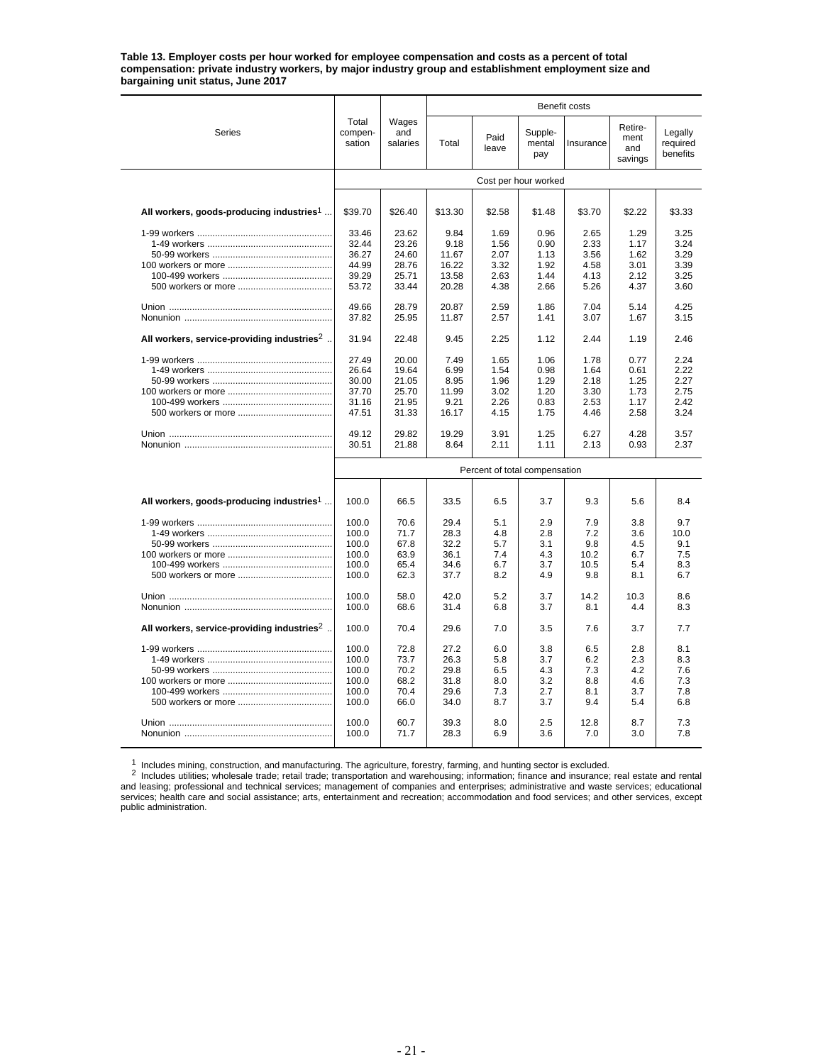**Table 13. Employer costs per hour worked for employee compensation and costs as a percent of total compensation: private industry workers, by major industry group and establishment employment size and bargaining unit status, June 2017**

| Series | Total compensation | Wages and salaries | Benefit costs | | | | | |
|---|---|---|---|---|---|---|---|---|
| | | | Total | Paid leave | Supplemental pay | Insurance | Retirement and savings | Legally required benefits |
| | Cost per hour worked | | | | | | | |
| **All workers, goods-producing industries[1]** | $39.70 | $26.40 | $13.30 | $2.58 | $1.48 | $3.70 | $2.22 | $3.33 |
| 1-99 workers | 33.46 | 23.62 | 9.84 | 1.69 | 0.96 | 2.65 | 1.29 | 3.25 |
| 1-49 workers | 32.44 | 23.26 | 9.18 | 1.56 | 0.90 | 2.33 | 1.17 | 3.24 |
| 50-99 workers | 36.27 | 24.60 | 11.67 | 2.07 | 1.13 | 3.56 | 1.62 | 3.29 |
| 100 workers or more | 44.99 | 28.76 | 16.22 | 3.32 | 1.92 | 4.58 | 3.01 | 3.39 |
| 100-499 workers | 39.29 | 25.71 | 13.58 | 2.63 | 1.44 | 4.13 | 2.12 | 3.25 |
| 500 workers or more | 53.72 | 33.44 | 20.28 | 4.38 | 2.66 | 5.26 | 4.37 | 3.60 |
| Union | 49.66 | 28.79 | 20.87 | 2.59 | 1.86 | 7.04 | 5.14 | 4.25 |
| Nonunion | 37.82 | 25.95 | 11.87 | 2.57 | 1.41 | 3.07 | 1.67 | 3.15 |
| **All workers, service-providing industries[2]** | 31.94 | 22.48 | 9.45 | 2.25 | 1.12 | 2.44 | 1.19 | 2.46 |
| 1-99 workers | 27.49 | 20.00 | 7.49 | 1.65 | 1.06 | 1.78 | 0.77 | 2.24 |
| 1-49 workers | 26.64 | 19.64 | 6.99 | 1.54 | 0.98 | 1.64 | 0.61 | 2.22 |
| 50-99 workers | 30.00 | 21.05 | 8.95 | 1.96 | 1.29 | 2.18 | 1.25 | 2.27 |
| 100 workers or more | 37.70 | 25.70 | 11.99 | 3.02 | 1.20 | 3.30 | 1.73 | 2.75 |
| 100-499 workers | 31.16 | 21.95 | 9.21 | 2.26 | 0.83 | 2.53 | 1.17 | 2.42 |
| 500 workers or more | 47.51 | 31.33 | 16.17 | 4.15 | 1.75 | 4.46 | 2.58 | 3.24 |
| Union | 49.12 | 29.82 | 19.29 | 3.91 | 1.25 | 6.27 | 4.28 | 3.57 |
| Nonunion | 30.51 | 21.88 | 8.64 | 2.11 | 1.11 | 2.13 | 0.93 | 2.37 |
| | Percent of total compensation | | | | | | | |
| **All workers, goods-producing industries[1]** | 100.0 | 66.5 | 33.5 | 6.5 | 3.7 | 9.3 | 5.6 | 8.4 |
| 1-99 workers | 100.0 | 70.6 | 29.4 | 5.1 | 2.9 | 7.9 | 3.8 | 9.7 |
| 1-49 workers | 100.0 | 71.7 | 28.3 | 4.8 | 2.8 | 7.2 | 3.6 | 10.0 |
| 50-99 workers | 100.0 | 67.8 | 32.2 | 5.7 | 3.1 | 9.8 | 4.5 | 9.1 |
| 100 workers or more | 100.0 | 63.9 | 36.1 | 7.4 | 4.3 | 10.2 | 6.7 | 7.5 |
| 100-499 workers | 100.0 | 65.4 | 34.6 | 6.7 | 3.7 | 10.5 | 5.4 | 8.3 |
| 500 workers or more | 100.0 | 62.3 | 37.7 | 8.2 | 4.9 | 9.8 | 8.1 | 6.7 |
| Union | 100.0 | 58.0 | 42.0 | 5.2 | 3.7 | 14.2 | 10.3 | 8.6 |
| Nonunion | 100.0 | 68.6 | 31.4 | 6.8 | 3.7 | 8.1 | 4.4 | 8.3 |
| **All workers, service-providing industries[2]** | 100.0 | 70.4 | 29.6 | 7.0 | 3.5 | 7.6 | 3.7 | 7.7 |
| 1-99 workers | 100.0 | 72.8 | 27.2 | 6.0 | 3.8 | 6.5 | 2.8 | 8.1 |
| 1-49 workers | 100.0 | 73.7 | 26.3 | 5.8 | 3.7 | 6.2 | 2.3 | 8.3 |
| 50-99 workers | 100.0 | 70.2 | 29.8 | 6.5 | 4.3 | 7.3 | 4.2 | 7.6 |
| 100 workers or more | 100.0 | 68.2 | 31.8 | 8.0 | 3.2 | 8.8 | 4.6 | 7.3 |
| 100-499 workers | 100.0 | 70.4 | 29.6 | 7.3 | 2.7 | 8.1 | 3.7 | 7.8 |
| 500 workers or more | 100.0 | 66.0 | 34.0 | 8.7 | 3.7 | 9.4 | 5.4 | 6.8 |
| Union | 100.0 | 60.7 | 39.3 | 8.0 | 2.5 | 12.8 | 8.7 | 7.3 |
| Nonunion | 100.0 | 71.7 | 28.3 | 6.9 | 3.6 | 7.0 | 3.0 | 7.8 |

[1] Includes mining, construction, and manufacturing. The agriculture, forestry, farming, and hunting sector is excluded.

[2] Includes utilities; wholesale trade; retail trade; transportation and warehousing; information; finance and insurance; real estate and rental and leasing; professional and technical services; management of companies and enterprises; administrative and waste services; educational services; health care and social assistance; arts, entertainment and recreation; accommodation and food services; and other services, except public administration.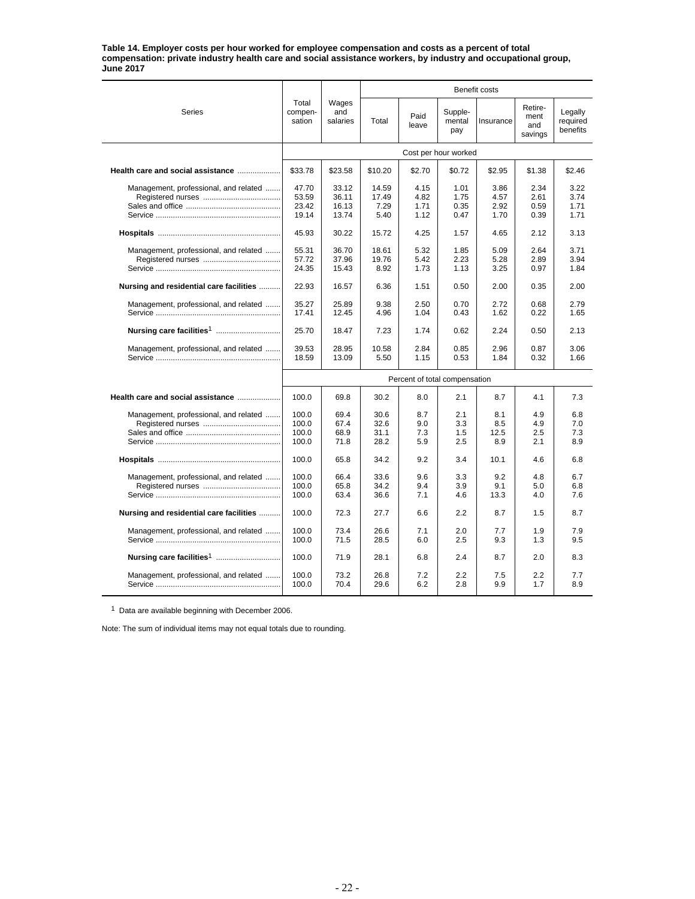**Table 14. Employer costs per hour worked for employee compensation and costs as a percent of total compensation: private industry health care and social assistance workers, by industry and occupational group, June 2017**

| Series | Total compen-sation | Wages and salaries | Benefit costs | | | | | |
|---|---|---|---|---|---|---|---|---|
| | | | Total | Paid leave | Supple-mental pay | Insurance | Retire-ment and savings | Legally required benefits |
| | Cost per hour worked | | | | | | | |
| **Health care and social assistance** | $33.78 | $23.58 | $10.20 | $2.70 | $0.72 | $2.95 | $1.38 | $2.46 |
| Management, professional, and related | 47.70 | 33.12 | 14.59 | 4.15 | 1.01 | 3.86 | 2.34 | 3.22 |
| Registered nurses | 53.59 | 36.11 | 17.49 | 4.82 | 1.75 | 4.57 | 2.61 | 3.74 |
| Sales and office | 23.42 | 16.13 | 7.29 | 1.71 | 0.35 | 2.92 | 0.59 | 1.71 |
| Service | 19.14 | 13.74 | 5.40 | 1.12 | 0.47 | 1.70 | 0.39 | 1.71 |
| **Hospitals** | 45.93 | 30.22 | 15.72 | 4.25 | 1.57 | 4.65 | 2.12 | 3.13 |
| Management, professional, and related | 55.31 | 36.70 | 18.61 | 5.32 | 1.85 | 5.09 | 2.64 | 3.71 |
| Registered nurses | 57.72 | 37.96 | 19.76 | 5.42 | 2.23 | 5.28 | 2.89 | 3.94 |
| Service | 24.35 | 15.43 | 8.92 | 1.73 | 1.13 | 3.25 | 0.97 | 1.84 |
| **Nursing and residential care facilities** | 22.93 | 16.57 | 6.36 | 1.51 | 0.50 | 2.00 | 0.35 | 2.00 |
| Management, professional, and related | 35.27 | 25.89 | 9.38 | 2.50 | 0.70 | 2.72 | 0.68 | 2.79 |
| Service | 17.41 | 12.45 | 4.96 | 1.04 | 0.43 | 1.62 | 0.22 | 1.65 |
| **Nursing care facilities**[1] | 25.70 | 18.47 | 7.23 | 1.74 | 0.62 | 2.24 | 0.50 | 2.13 |
| Management, professional, and related | 39.53 | 28.95 | 10.58 | 2.84 | 0.85 | 2.96 | 0.87 | 3.06 |
| Service | 18.59 | 13.09 | 5.50 | 1.15 | 0.53 | 1.84 | 0.32 | 1.66 |
| | Percent of total compensation | | | | | | | |
| **Health care and social assistance** | 100.0 | 69.8 | 30.2 | 8.0 | 2.1 | 8.7 | 4.1 | 7.3 |
| Management, professional, and related | 100.0 | 69.4 | 30.6 | 8.7 | 2.1 | 8.1 | 4.9 | 6.8 |
| Registered nurses | 100.0 | 67.4 | 32.6 | 9.0 | 3.3 | 8.5 | 4.9 | 7.0 |
| Sales and office | 100.0 | 68.9 | 31.1 | 7.3 | 1.5 | 12.5 | 2.5 | 7.3 |
| Service | 100.0 | 71.8 | 28.2 | 5.9 | 2.5 | 8.9 | 2.1 | 8.9 |
| **Hospitals** | 100.0 | 65.8 | 34.2 | 9.2 | 3.4 | 10.1 | 4.6 | 6.8 |
| Management, professional, and related | 100.0 | 66.4 | 33.6 | 9.6 | 3.3 | 9.2 | 4.8 | 6.7 |
| Registered nurses | 100.0 | 65.8 | 34.2 | 9.4 | 3.9 | 9.1 | 5.0 | 6.8 |
| Service | 100.0 | 63.4 | 36.6 | 7.1 | 4.6 | 13.3 | 4.0 | 7.6 |
| **Nursing and residential care facilities** | 100.0 | 72.3 | 27.7 | 6.6 | 2.2 | 8.7 | 1.5 | 8.7 |
| Management, professional, and related | 100.0 | 73.4 | 26.6 | 7.1 | 2.0 | 7.7 | 1.9 | 7.9 |
| Service | 100.0 | 71.5 | 28.5 | 6.0 | 2.5 | 9.3 | 1.3 | 9.5 |
| **Nursing care facilities**[1] | 100.0 | 71.9 | 28.1 | 6.8 | 2.4 | 8.7 | 2.0 | 8.3 |
| Management, professional, and related | 100.0 | 73.2 | 26.8 | 7.2 | 2.2 | 7.5 | 2.2 | 7.7 |
| Service | 100.0 | 70.4 | 29.6 | 6.2 | 2.8 | 9.9 | 1.7 | 8.9 |

[1] Data are available beginning with December 2006.

Note: The sum of individual items may not equal totals due to rounding.